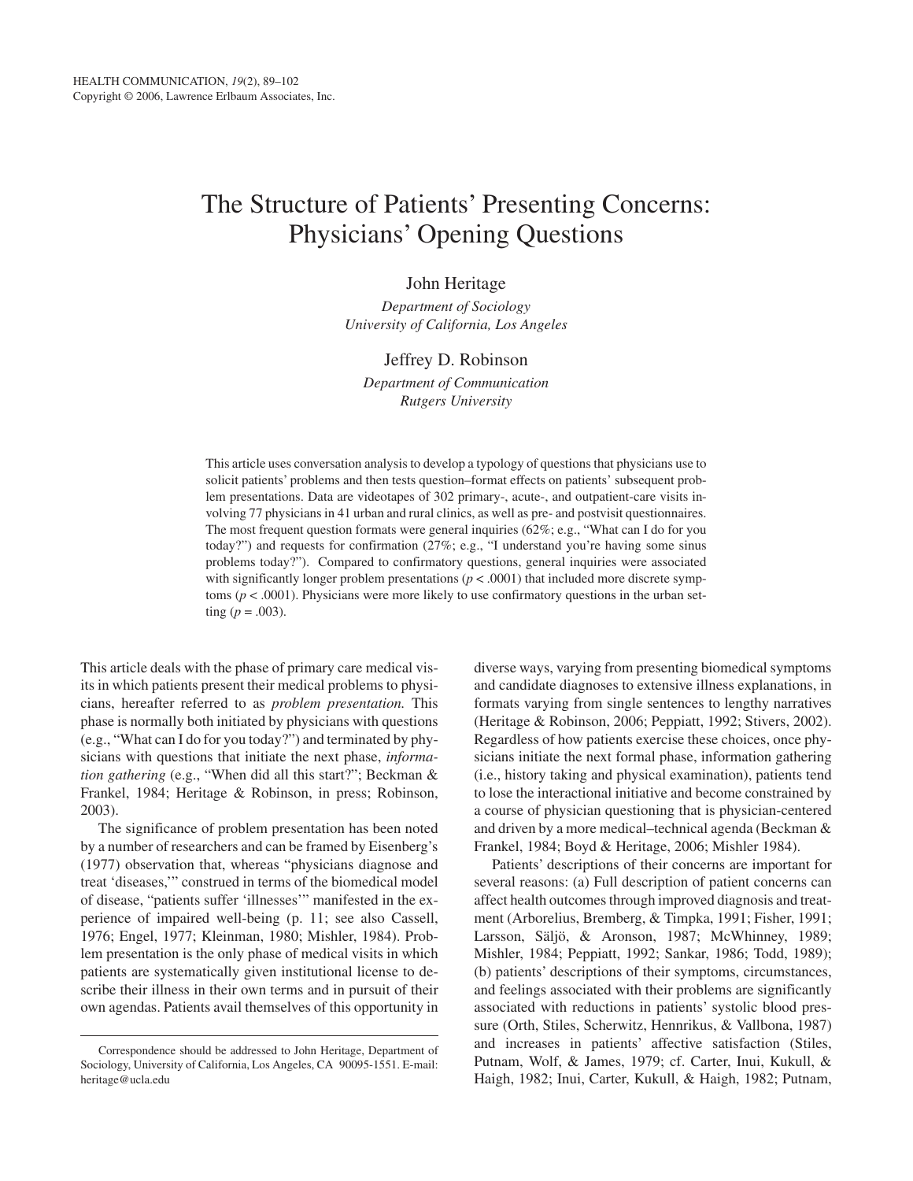# The Structure of Patients' Presenting Concerns: Physicians' Opening Questions

John Heritage

*Department of Sociology*
*University of California, Los Angeles*

Jeffrey D. Robinson

*Department of Communication*
*Rutgers University*

This article uses conversation analysis to develop a typology of questions that physicians use to solicit patients' problems and then tests question–format effects on patients' subsequent problem presentations. Data are videotapes of 302 primary-, acute-, and outpatient-care visits involving 77 physicians in 41 urban and rural clinics, as well as pre- and postvisit questionnaires. The most frequent question formats were general inquiries (62%; e.g., "What can I do for you today?") and requests for confirmation (27%; e.g., "I understand you're having some sinus problems today?"). Compared to confirmatory questions, general inquiries were associated with significantly longer problem presentations ($p < .0001$) that included more discrete symptoms ($p < .0001$). Physicians were more likely to use confirmatory questions in the urban setting ($p = .003$).

This article deals with the phase of primary care medical visits in which patients present their medical problems to physicians, hereafter referred to as *problem presentation.* This phase is normally both initiated by physicians with questions (e.g., "What can I do for you today?") and terminated by physicians with questions that initiate the next phase, *information gathering* (e.g., "When did all this start?"; Beckman & Frankel, 1984; Heritage & Robinson, in press; Robinson, 2003).

The significance of problem presentation has been noted by a number of researchers and can be framed by Eisenberg's (1977) observation that, whereas "physicians diagnose and treat 'diseases,'" construed in terms of the biomedical model of disease, "patients suffer 'illnesses'" manifested in the experience of impaired well-being (p. 11; see also Cassell, 1976; Engel, 1977; Kleinman, 1980; Mishler, 1984). Problem presentation is the only phase of medical visits in which patients are systematically given institutional license to describe their illness in their own terms and in pursuit of their own agendas. Patients avail themselves of this opportunity in diverse ways, varying from presenting biomedical symptoms and candidate diagnoses to extensive illness explanations, in formats varying from single sentences to lengthy narratives (Heritage & Robinson, 2006; Peppiatt, 1992; Stivers, 2002). Regardless of how patients exercise these choices, once physicians initiate the next formal phase, information gathering (i.e., history taking and physical examination), patients tend to lose the interactional initiative and become constrained by a course of physician questioning that is physician-centered and driven by a more medical–technical agenda (Beckman & Frankel, 1984; Boyd & Heritage, 2006; Mishler 1984).

Patients' descriptions of their concerns are important for several reasons: (a) Full description of patient concerns can affect health outcomes through improved diagnosis and treatment (Arborelius, Bremberg, & Timpka, 1991; Fisher, 1991; Larsson, Säljö, & Aronson, 1987; McWhinney, 1989; Mishler, 1984; Peppiatt, 1992; Sankar, 1986; Todd, 1989); (b) patients' descriptions of their symptoms, circumstances, and feelings associated with their problems are significantly associated with reductions in patients' systolic blood pressure (Orth, Stiles, Scherwitz, Hennrikus, & Vallbona, 1987) and increases in patients' affective satisfaction (Stiles, Putnam, Wolf, & James, 1979; cf. Carter, Inui, Kukull, & Haigh, 1982; Inui, Carter, Kukull, & Haigh, 1982; Putnam,

Correspondence should be addressed to John Heritage, Department of Sociology, University of California, Los Angeles, CA 90095-1551. E-mail: heritage@ucla.edu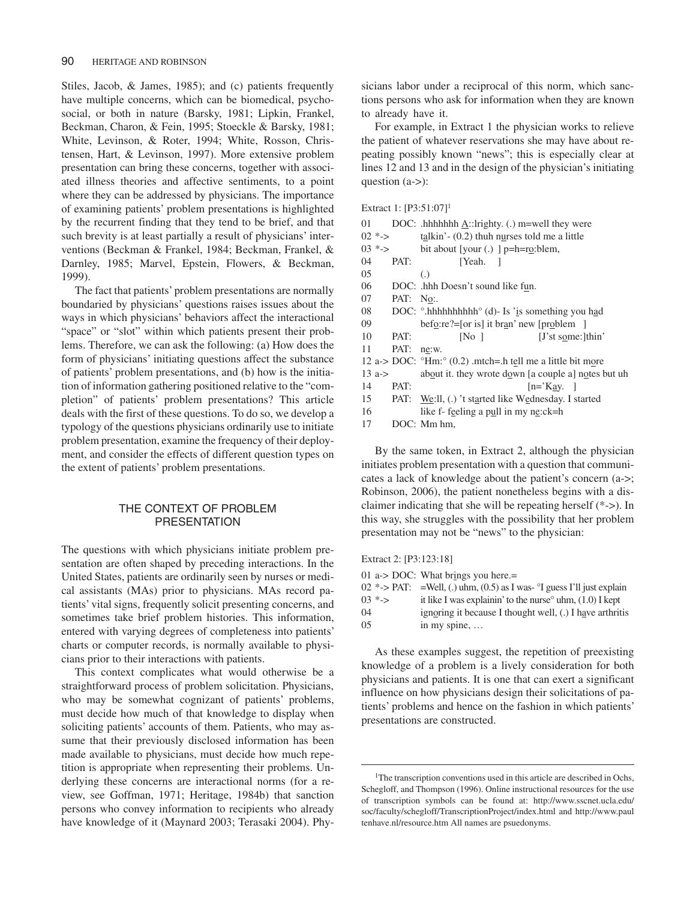Stiles, Jacob, & James, 1985); and (c) patients frequently have multiple concerns, which can be biomedical, psychosocial, or both in nature (Barsky, 1981; Lipkin, Frankel, Beckman, Charon, & Fein, 1995; Stoeckle & Barsky, 1981; White, Levinson, & Roter, 1994; White, Rosson, Christensen, Hart, & Levinson, 1997). More extensive problem presentation can bring these concerns, together with associated illness theories and affective sentiments, to a point where they can be addressed by physicians. The importance of examining patients' problem presentations is highlighted by the recurrent finding that they tend to be brief, and that such brevity is at least partially a result of physicians' interventions (Beckman & Frankel, 1984; Beckman, Frankel, & Darnley, 1985; Marvel, Epstein, Flowers, & Beckman, 1999).

The fact that patients' problem presentations are normally boundaried by physicians' questions raises issues about the ways in which physicians' behaviors affect the interactional "space" or "slot" within which patients present their problems. Therefore, we can ask the following: (a) How does the form of physicians' initiating questions affect the substance of patients' problem presentations, and (b) how is the initiation of information gathering positioned relative to the "completion" of patients' problem presentations? This article deals with the first of these questions. To do so, we develop a typology of the questions physicians ordinarily use to initiate problem presentation, examine the frequency of their deployment, and consider the effects of different question types on the extent of patients' problem presentations.

## THE CONTEXT OF PROBLEM PRESENTATION

The questions with which physicians initiate problem presentation are often shaped by preceding interactions. In the United States, patients are ordinarily seen by nurses or medical assistants (MAs) prior to physicians. MAs record patients' vital signs, frequently solicit presenting concerns, and sometimes take brief problem histories. This information, entered with varying degrees of completeness into patients' charts or computer records, is normally available to physicians prior to their interactions with patients.

This context complicates what would otherwise be a straightforward process of problem solicitation. Physicians, who may be somewhat cognizant of patients' problems, must decide how much of that knowledge to display when soliciting patients' accounts of them. Patients, who may assume that their previously disclosed information has been made available to physicians, must decide how much repetition is appropriate when representing their problems. Underlying these concerns are interactional norms (for a review, see Goffman, 1971; Heritage, 1984b) that sanction persons who convey information to recipients who already have knowledge of it (Maynard 2003; Terasaki 2004). Physicians labor under a reciprocal of this norm, which sanctions persons who ask for information when they are known to already have it.

For example, in Extract 1 the physician works to relieve the patient of whatever reservations she may have about repeating possibly known "news"; this is especially clear at lines 12 and 13 and in the design of the physician's initiating question (a->):

Extract 1: [P3:51:07][1]

```
01        DOC: .hhhhhhh A::lrighty. (.) m=well they were
02 *->         talkin'- (0.2) thuh nurses told me a little
03 *->         bit about [your (.) ] p=h=ro:blem,
04        PAT:           [Yeah.   ]
05             (.)
06        DOC: .hhh Doesn't sound like fun.
07        PAT: No:.
08        DOC: °.hhhhhhhhhh° (d)- Is 'is something you had
09             befo:re?=[or is] it bran' new [problem   ]
10        PAT:          [No ]                [J'st some:]thin'
11        PAT: ne:w.
12 a->    DOC: °Hm:° (0.2) .mtch=.h tell me a little bit more
13 a->         about it. they wrote down [a couple a] notes but uh
14        PAT:                           [n='Kay.   ]
15        PAT: We:ll, (.) 't started like Wednesday. I started
16             like f- feeling a pull in my ne:ck=h
17        DOC: Mm hm,
```

By the same token, in Extract 2, although the physician initiates problem presentation with a question that communicates a lack of knowledge about the patient's concern (a->; Robinson, 2006), the patient nonetheless begins with a disclaimer indicating that she will be repeating herself (*->). In this way, she struggles with the possibility that her problem presentation may not be "news" to the physician:

Extract 2: [P3:123:18]

```
01 a->  DOC: What brings you here.=
02 *->  PAT: =Well, (.) uhm, (0.5) as I was- °I guess I'll just explain
03 *->       it like I was explainin' to the nurse° uhm, (1.0) I kept
04           ignoring it because I thought well, (.) I have arthritis
05           in my spine, …
```

As these examples suggest, the repetition of preexisting knowledge of a problem is a lively consideration for both physicians and patients. It is one that can exert a significant influence on how physicians design their solicitations of patients' problems and hence on the fashion in which patients' presentations are constructed.

[1] The transcription conventions used in this article are described in Ochs, Schegloff, and Thompson (1996). Online instructional resources for the use of transcription symbols can be found at: http://www.sscnet.ucla.edu/soc/faculty/schegloff/TranscriptionProject/index.html and http://www.paultenhave.nl/resource.htm All names are psuedonyms.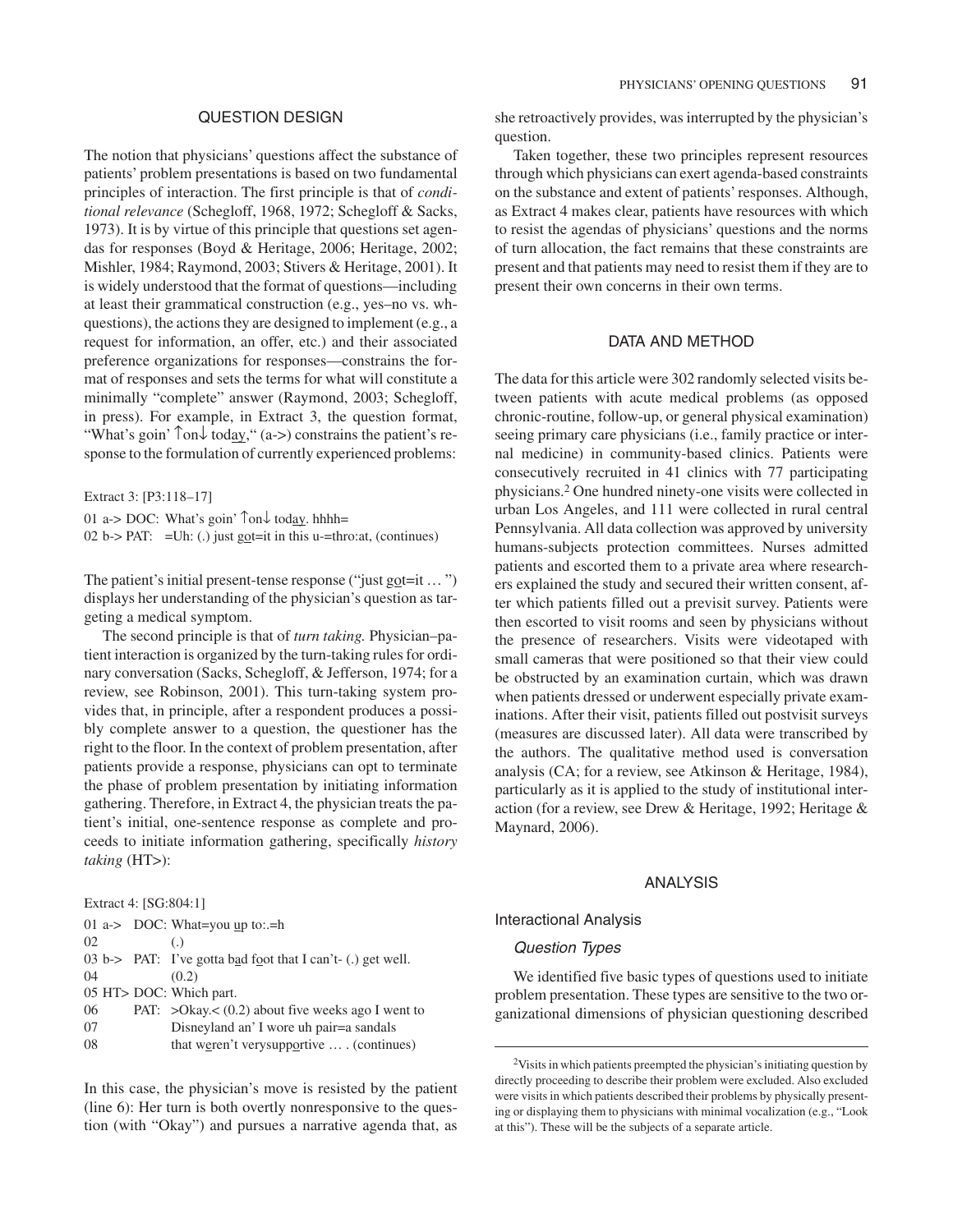## QUESTION DESIGN

The notion that physicians' questions affect the substance of patients' problem presentations is based on two fundamental principles of interaction. The first principle is that of *conditional relevance* (Schegloff, 1968, 1972; Schegloff & Sacks, 1973). It is by virtue of this principle that questions set agendas for responses (Boyd & Heritage, 2006; Heritage, 2002; Mishler, 1984; Raymond, 2003; Stivers & Heritage, 2001). It is widely understood that the format of questions—including at least their grammatical construction (e.g., yes–no vs. wh-questions), the actions they are designed to implement (e.g., a request for information, an offer, etc.) and their associated preference organizations for responses—constrains the format of responses and sets the terms for what will constitute a minimally "complete" answer (Raymond, 2003; Schegloff, in press). For example, in Extract 3, the question format, "What's goin' ↑on↓ today," (a->) constrains the patient's response to the formulation of currently experienced problems:

Extract 3: [P3:118–17]

```
01 a-> DOC: What's goin' ↑on↓ today. hhhh=
02 b-> PAT:   =Uh: (.) just got=it in this u-=thro:at, (continues)
```

The patient's initial present-tense response ("just got=it … ") displays her understanding of the physician's question as targeting a medical symptom.

The second principle is that of *turn taking.* Physician–patient interaction is organized by the turn-taking rules for ordinary conversation (Sacks, Schegloff, & Jefferson, 1974; for a review, see Robinson, 2001). This turn-taking system provides that, in principle, after a respondent produces a possibly complete answer to a question, the questioner has the right to the floor. In the context of problem presentation, after patients provide a response, physicians can opt to terminate the phase of problem presentation by initiating information gathering. Therefore, in Extract 4, the physician treats the patient's initial, one-sentence response as complete and proceeds to initiate information gathering, specifically *history taking* (HT>):

Extract 4: [SG:804:1]

```
01 a->  DOC: What=you up to:.=h
02           (.)
03 b->  PAT: I've gotta bad foot that I can't- (.) get well.
04           (0.2)
05 HT>  DOC: Which part.
06      PAT: >Okay.< (0.2) about five weeks ago I went to
07           Disneyland an' I wore uh pair=a sandals
08           that weren't verysupportive … . (continues)
```

In this case, the physician's move is resisted by the patient (line 6): Her turn is both overtly nonresponsive to the question (with "Okay") and pursues a narrative agenda that, as she retroactively provides, was interrupted by the physician's question.

Taken together, these two principles represent resources through which physicians can exert agenda-based constraints on the substance and extent of patients' responses. Although, as Extract 4 makes clear, patients have resources with which to resist the agendas of physicians' questions and the norms of turn allocation, the fact remains that these constraints are present and that patients may need to resist them if they are to present their own concerns in their own terms.

## DATA AND METHOD

The data for this article were 302 randomly selected visits between patients with acute medical problems (as opposed chronic-routine, follow-up, or general physical examination) seeing primary care physicians (i.e., family practice or internal medicine) in community-based clinics. Patients were consecutively recruited in 41 clinics with 77 participating physicians.[2] One hundred ninety-one visits were collected in urban Los Angeles, and 111 were collected in rural central Pennsylvania. All data collection was approved by university humans-subjects protection committees. Nurses admitted patients and escorted them to a private area where researchers explained the study and secured their written consent, after which patients filled out a previsit survey. Patients were then escorted to visit rooms and seen by physicians without the presence of researchers. Visits were videotaped with small cameras that were positioned so that their view could be obstructed by an examination curtain, which was drawn when patients dressed or underwent especially private examinations. After their visit, patients filled out postvisit surveys (measures are discussed later). All data were transcribed by the authors. The qualitative method used is conversation analysis (CA; for a review, see Atkinson & Heritage, 1984), particularly as it is applied to the study of institutional interaction (for a review, see Drew & Heritage, 1992; Heritage & Maynard, 2006).

## ANALYSIS

### Interactional Analysis

#### *Question Types*

We identified five basic types of questions used to initiate problem presentation. These types are sensitive to the two organizational dimensions of physician questioning described

[2]Visits in which patients preempted the physician's initiating question by directly proceeding to describe their problem were excluded. Also excluded were visits in which patients described their problems by physically presenting or displaying them to physicians with minimal vocalization (e.g., "Look at this"). These will be the subjects of a separate article.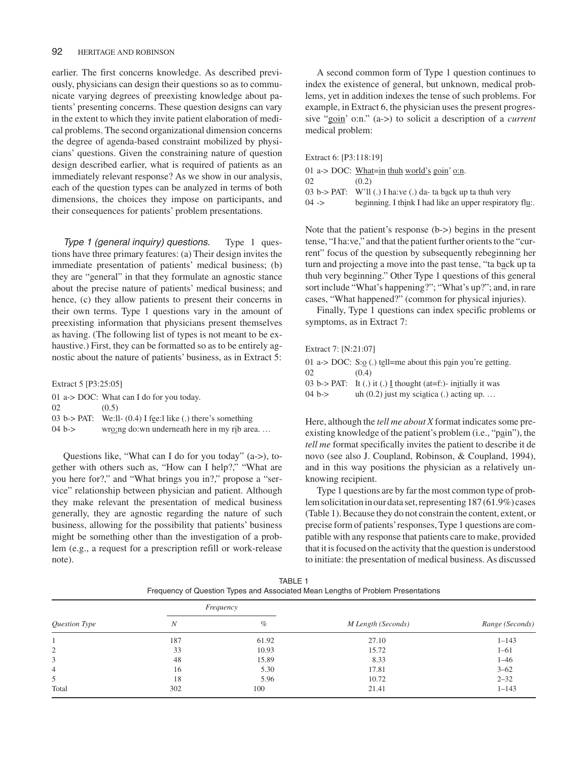earlier. The first concerns knowledge. As described previously, physicians can design their questions so as to communicate varying degrees of preexisting knowledge about patients' presenting concerns. These question designs can vary in the extent to which they invite patient elaboration of medical problems. The second organizational dimension concerns the degree of agenda-based constraint mobilized by physicians' questions. Given the constraining nature of question design described earlier, what is required of patients as an immediately relevant response? As we show in our analysis, each of the question types can be analyzed in terms of both dimensions, the choices they impose on participants, and their consequences for patients' problem presentations.

*Type 1 (general inquiry) questions.* Type 1 questions have three primary features: (a) Their design invites the immediate presentation of patients' medical business; (b) they are "general" in that they formulate an agnostic stance about the precise nature of patients' medical business; and hence, (c) they allow patients to present their concerns in their own terms. Type 1 questions vary in the amount of preexisting information that physicians present themselves as having. (The following list of types is not meant to be exhaustive.) First, they can be formatted so as to be entirely agnostic about the nature of patients' business, as in Extract 5:

Extract 5 [P3:25:05]

```
01 a-> DOC: What can I do for you today.
02          (0.5)
03 b-> PAT: We:ll- (0.4) I fe:l like (.) there's something
04 b->      wro:ng do:wn underneath here in my rib area. …
```

Questions like, "What can I do for you today" (a->), together with others such as, "How can I help?," "What are you here for?," and "What brings you in?," propose a "service" relationship between physician and patient. Although they make relevant the presentation of medical business generally, they are agnostic regarding the nature of such business, allowing for the possibility that patients' business might be something other than the investigation of a problem (e.g., a request for a prescription refill or work-release note).

A second common form of Type 1 question continues to index the existence of general, but unknown, medical problems, yet in addition indexes the tense of such problems. For example, in Extract 6, the physician uses the present progressive "goin' o:n." (a->) to solicit a description of a *current* medical problem:

Extract 6: [P3:118:19]

```
01 a-> DOC: What=in thuh world's goin' o:n.
02          (0.2)
03 b-> PAT: W'll (.) I ha:ve (.) da- ta back up ta thuh very
04 ->       beginning. I think I had like an upper respiratory flu:.
```

Note that the patient's response (b->) begins in the present tense, "I ha:ve," and that the patient further orients to the "current" focus of the question by subsequently rebeginning her turn and projecting a move into the past tense, "ta back up ta thuh very beginning." Other Type 1 questions of this general sort include "What's happening?"; "What's up?"; and, in rare cases, "What happened?" (common for physical injuries).

Finally, Type 1 questions can index specific problems or symptoms, as in Extract 7:

Extract 7: [N:21:07]

```
01 a-> DOC: S:o (.) tell=me about this pain you're getting.
02          (0.4)
03 b-> PAT: It (.) it (.) I thought (at=f:)- initially it was
04 b->      uh (0.2) just my sciatica (.) acting up. …
```

Here, although the *tell me about X* format indicates some preexisting knowledge of the patient's problem (i.e., "pain"), the *tell me* format specifically invites the patient to describe it de novo (see also J. Coupland, Robinson, & Coupland, 1994), and in this way positions the physician as a relatively unknowing recipient.

Type 1 questions are by far the most common type of problem solicitation in our data set, representing 187 (61.9%) cases (Table 1). Because they do not constrain the content, extent, or precise form of patients' responses, Type 1 questions are compatible with any response that patients care to make, provided that it is focused on the activity that the question is understood to initiate: the presentation of medical business. As discussed

TABLE 1
Frequency of Question Types and Associated Mean Lengths of Problem Presentations

| *Question Type* | *Frequency* | | *M Length (Seconds)* | *Range (Seconds)* |
|---|---|---|---|---|
| | *N* | *%* | | |
| 1 | 187 | 61.92 | 27.10 | 1–143 |
| 2 | 33 | 10.93 | 15.72 | 1–61 |
| 3 | 48 | 15.89 | 8.33 | 1–46 |
| 4 | 16 | 5.30 | 17.81 | 3–62 |
| 5 | 18 | 5.96 | 10.72 | 2–32 |
| Total | 302 | 100 | 21.41 | 1–143 |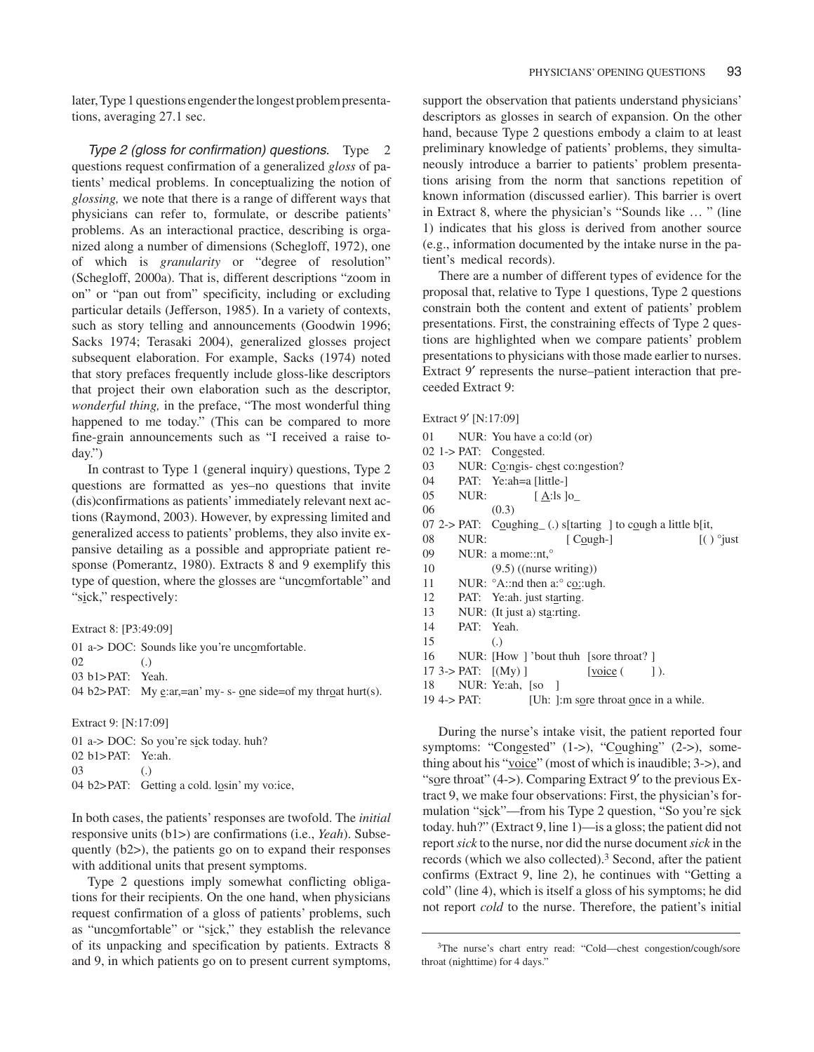later, Type 1 questions engender the longest problem presentations, averaging 27.1 sec.

*Type 2 (gloss for confirmation) questions.* Type 2 questions request confirmation of a generalized *gloss* of patients' medical problems. In conceptualizing the notion of *glossing,* we note that there is a range of different ways that physicians can refer to, formulate, or describe patients' problems. As an interactional practice, describing is organized along a number of dimensions (Schegloff, 1972), one of which is *granularity* or "degree of resolution" (Schegloff, 2000a). That is, different descriptions "zoom in on" or "pan out from" specificity, including or excluding particular details (Jefferson, 1985). In a variety of contexts, such as story telling and announcements (Goodwin 1996; Sacks 1974; Terasaki 2004), generalized glosses project subsequent elaboration. For example, Sacks (1974) noted that story prefaces frequently include gloss-like descriptors that project their own elaboration such as the descriptor, *wonderful thing,* in the preface, "The most wonderful thing happened to me today." (This can be compared to more fine-grain announcements such as "I received a raise today.")

In contrast to Type 1 (general inquiry) questions, Type 2 questions are formatted as yes–no questions that invite (dis)confirmations as patients' immediately relevant next actions (Raymond, 2003). However, by expressing limited and generalized access to patients' problems, they also invite expansive detailing as a possible and appropriate patient response (Pomerantz, 1980). Extracts 8 and 9 exemplify this type of question, where the glosses are "unc<u>o</u>mfortable" and "s<u>i</u>ck," respectively:

```
Extract 8: [P3:49:09]
01 a-> DOC:  Sounds like you're uncomfortable.
02           (.)
03 b1>PAT:   Yeah.
04 b2>PAT:   My e:ar,=an' my- s- one side=of my throat hurt(s).
```

```
Extract 9: [N:17:09]
01 a-> DOC:  So you're sick today. huh?
02 b1>PAT:   Ye:ah.
03           (.)
04 b2>PAT:   Getting a cold. losin' my vo:ice,
```

In both cases, the patients' responses are twofold. The *initial* responsive units (b1>) are confirmations (i.e., *Yeah*). Subsequently (b2>), the patients go on to expand their responses with additional units that present symptoms.

Type 2 questions imply somewhat conflicting obligations for their recipients. On the one hand, when physicians request confirmation of a gloss of patients' problems, such as "unc<u>o</u>mfortable" or "s<u>i</u>ck," they establish the relevance of its unpacking and specification by patients. Extracts 8 and 9, in which patients go on to present current symptoms, support the observation that patients understand physicians' descriptors as glosses in search of expansion. On the other hand, because Type 2 questions embody a claim to at least preliminary knowledge of patients' problems, they simultaneously introduce a barrier to patients' problem presentations arising from the norm that sanctions repetition of known information (discussed earlier). This barrier is overt in Extract 8, where the physician's "Sounds like … " (line 1) indicates that his gloss is derived from another source (e.g., information documented by the intake nurse in the patient's medical records).

There are a number of different types of evidence for the proposal that, relative to Type 1 questions, Type 2 questions constrain both the content and extent of patients' problem presentations. First, the constraining effects of Type 2 questions are highlighted when we compare patients' problem presentations to physicians with those made earlier to nurses. Extract 9′ represents the nurse–patient interaction that preceeded Extract 9:

```
Extract 9′ [N:17:09]
01        NUR: You have a co:ld (or)
02 1-> PAT:    Congested.
03        NUR: Co:ngis- chest co:ngestion?
04        PAT: Ye:ah=a [little-]
05        NUR:         [ A:ls ]o_
06             (0.3)
07 2-> PAT:    Coughing_ (.) s[tarting ] to cough a little b[it,
08        NUR:                [ Cough-]                     [( ) °just
09        NUR: a mome::nt,°
10             (9.5) ((nurse writing))
11        NUR: °A::nd then a:° co::ugh.
12        PAT: Ye:ah. just starting.
13        NUR: (It just a) sta:rting.
14        PAT: Yeah.
15             (.)
16        NUR: [How ] 'bout thuh  [sore throat? ]
17 3-> PAT:    [(My) ]            [voice (      ] ).
18        NUR: Ye:ah, [so   ]
19 4-> PAT:           [Uh: ]:m sore throat once in a while.
```

During the nurse's intake visit, the patient reported four symptoms: "Cong<u>e</u>sted" (1->), "C<u>o</u>ughing" (2->), something about his "<u>voice</u>" (most of which is inaudible; 3->), and "s<u>o</u>re throat" (4->). Comparing Extract 9′ to the previous Extract 9, we make four observations: First, the physician's formulation "s<u>i</u>ck"—from his Type 2 question, "So you're s<u>i</u>ck today. huh?" (Extract 9, line 1)—is a gloss; the patient did not report *sick* to the nurse, nor did the nurse document *sick* in the records (which we also collected).[3] Second, after the patient confirms (Extract 9, line 2), he continues with "Getting a cold" (line 4), which is itself a gloss of his symptoms; he did not report *cold* to the nurse. Therefore, the patient's initial

[3]The nurse's chart entry read: "Cold—chest congestion/cough/sore throat (nighttime) for 4 days."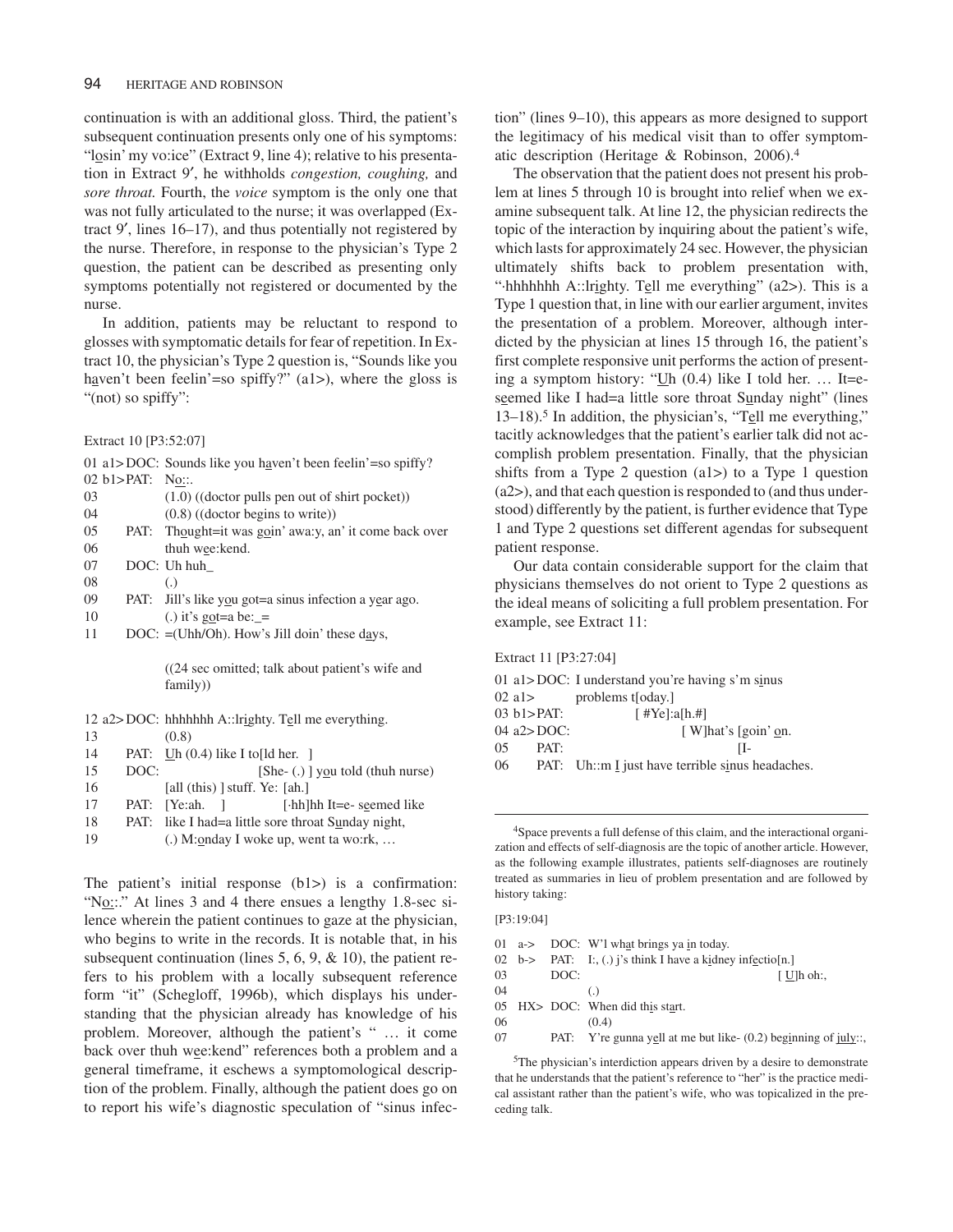continuation is with an additional gloss. Third, the patient's subsequent continuation presents only one of his symptoms: "losin' my vo:ice" (Extract 9, line 4); relative to his presentation in Extract 9′, he withholds *congestion, coughing,* and *sore throat.* Fourth, the *voice* symptom is the only one that was not fully articulated to the nurse; it was overlapped (Extract 9′, lines 16–17), and thus potentially not registered by the nurse. Therefore, in response to the physician's Type 2 question, the patient can be described as presenting only symptoms potentially not registered or documented by the nurse.

In addition, patients may be reluctant to respond to glosses with symptomatic details for fear of repetition. In Extract 10, the physician's Type 2 question is, "Sounds like you haven't been feelin'=so spiffy?" (a1>), where the gloss is "(not) so spiffy":

Extract 10 [P3:52:07]

```
01 a1> DOC: Sounds like you haven't been feelin'=so spiffy?
02 b1> PAT: No::.
03          (1.0) ((doctor pulls pen out of shirt pocket))
04          (0.8) ((doctor begins to write))
05     PAT: Thought=it was goin' awa:y, an' it come back over
06          thuh wee:kend.
07     DOC: Uh huh_
08          (.)
09     PAT: Jill's like you got=a sinus infection a year ago.
10          (.) it's got=a be:_=
11     DOC: =(Uhh/Oh). How's Jill doin' these days,

            ((24 sec omitted; talk about patient's wife and
            family))

12 a2> DOC: hhhhhhh A::lrighty. Tell me everything.
13          (0.8)
14     PAT: Uh (0.4) like I to[ld her.   ]
15     DOC:                   [She- (.) ] you told (thuh nurse)
16          [all (this) ] stuff. Ye: [ah.]
17     PAT: [Ye:ah.    ]             [·hh]hh It=e- seemed like
18     PAT: like I had=a little sore throat Sunday night,
19          (.) M:onday I woke up, went ta wo:rk, …
```

The patient's initial response (b1>) is a confirmation: "No::." At lines 3 and 4 there ensues a lengthy 1.8-sec silence wherein the patient continues to gaze at the physician, who begins to write in the records. It is notable that, in his subsequent continuation (lines 5, 6, 9, & 10), the patient refers to his problem with a locally subsequent reference form "it" (Schegloff, 1996b), which displays his understanding that the physician already has knowledge of his problem. Moreover, although the patient's " … it come back over thuh wee:kend" references both a problem and a general timeframe, it eschews a symptomological description of the problem. Finally, although the patient does go on to report his wife's diagnostic speculation of "sinus infection" (lines 9–10), this appears as more designed to support the legitimacy of his medical visit than to offer symptomatic description (Heritage & Robinson, 2006).[4]

The observation that the patient does not present his problem at lines 5 through 10 is brought into relief when we examine subsequent talk. At line 12, the physician redirects the topic of the interaction by inquiring about the patient's wife, which lasts for approximately 24 sec. However, the physician ultimately shifts back to problem presentation with, "·hhhhhhh A::lrighty. Tell me everything" (a2>). This is a Type 1 question that, in line with our earlier argument, invites the presentation of a problem. Moreover, although interdicted by the physician at lines 15 through 16, the patient's first complete responsive unit performs the action of presenting a symptom history: "Uh (0.4) like I told her. … It=e-seemed like I had=a little sore throat Sunday night" (lines 13–18).[5] In addition, the physician's, "Tell me everything," tacitly acknowledges that the patient's earlier talk did not accomplish problem presentation. Finally, that the physician shifts from a Type 2 question (a1>) to a Type 1 question (a2>), and that each question is responded to (and thus understood) differently by the patient, is further evidence that Type 1 and Type 2 questions set different agendas for subsequent patient response.

Our data contain considerable support for the claim that physicians themselves do not orient to Type 2 questions as the ideal means of soliciting a full problem presentation. For example, see Extract 11:

Extract 11 [P3:27:04]

```
01 a1> DOC: I understand you're having s'm sinus
02 a1>      problems t[oday.]
03 b1> PAT:            [ #Ye]:a[h.#]
04 a2> DOC:                    [ W]hat's [goin' on.
05     PAT:                              [I-
06     PAT: Uh::m I just have terrible sinus headaches.
```

---

[4] Space prevents a full defense of this claim, and the interactional organization and effects of self-diagnosis are the topic of another article. However, as the following example illustrates, patients self-diagnoses are routinely treated as summaries in lieu of problem presentation and are followed by history taking:

[P3:19:04]

```
01  a->  DOC: W'l what brings ya in today.
02  b->  PAT: I:, (.) j's think I have a kidney infectio[n.]
03       DOC:                                          [ Uh oh:,
04            (.)
05  HX>  DOC: When did this start.
06            (0.4)
07       PAT: Y're gunna yell at me but like- (0.2) beginning of july::,
```

[5] The physician's interdiction appears driven by a desire to demonstrate that he understands that the patient's reference to "her" is the practice medical assistant rather than the patient's wife, who was topicalized in the preceding talk.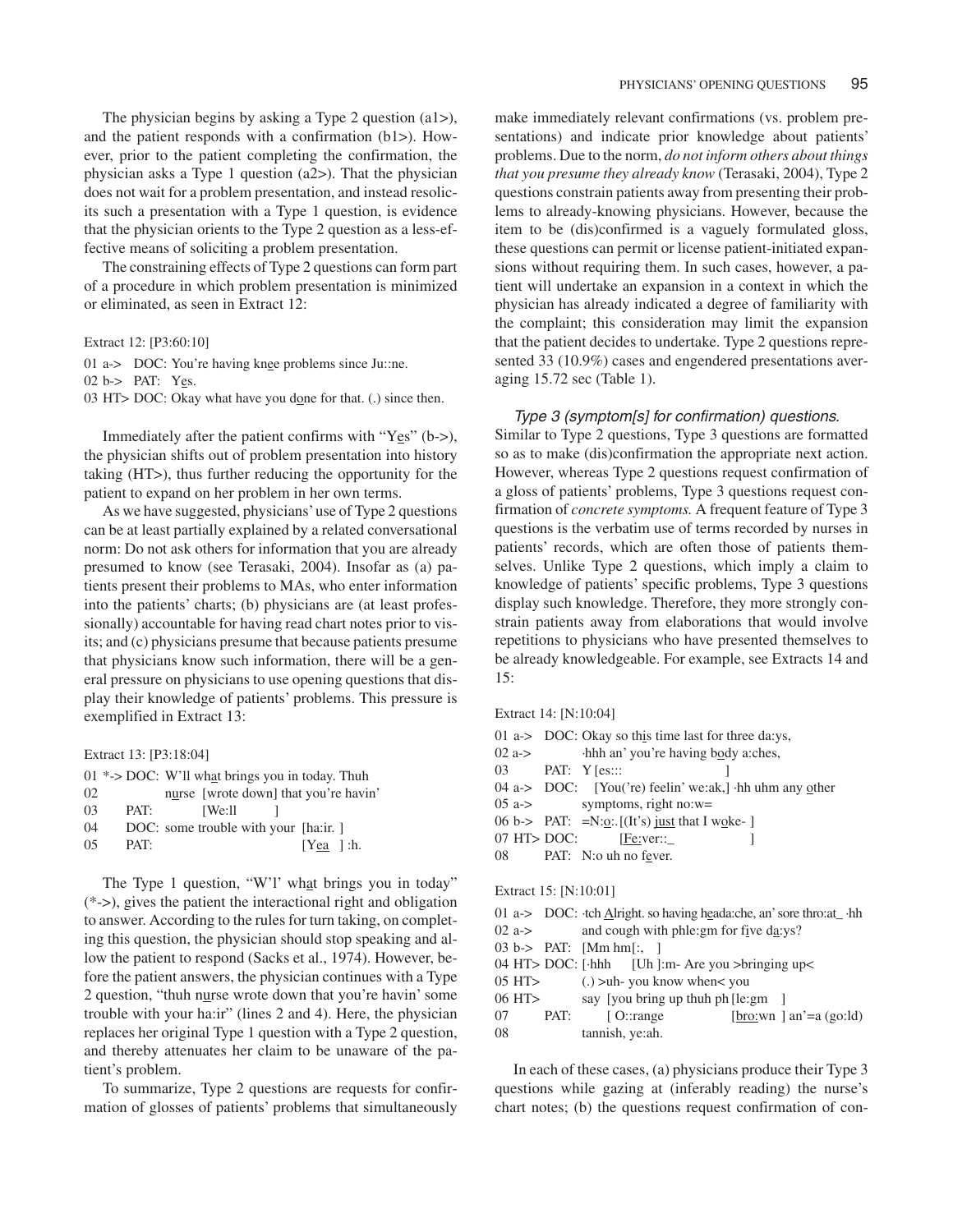The physician begins by asking a Type 2 question (a1>), and the patient responds with a confirmation (b1>). However, prior to the patient completing the confirmation, the physician asks a Type 1 question (a2>). That the physician does not wait for a problem presentation, and instead resolicits such a presentation with a Type 1 question, is evidence that the physician orients to the Type 2 question as a less-effective means of soliciting a problem presentation.

The constraining effects of Type 2 questions can form part of a procedure in which problem presentation is minimized or eliminated, as seen in Extract 12:

```
Extract 12: [P3:60:10]

01 a->   DOC: You're having knee problems since Ju::ne.
02 b->   PAT:  Yes.
03 HT> DOC: Okay what have you done for that. (.) since then.
```

Immediately after the patient confirms with "Yes" (b->), the physician shifts out of problem presentation into history taking (HT>), thus further reducing the opportunity for the patient to expand on her problem in her own terms.

As we have suggested, physicians' use of Type 2 questions can be at least partially explained by a related conversational norm: Do not ask others for information that you are already presumed to know (see Terasaki, 2004). Insofar as (a) patients present their problems to MAs, who enter information into the patients' charts; (b) physicians are (at least professionally) accountable for having read chart notes prior to visits; and (c) physicians presume that because patients presume that physicians know such information, there will be a general pressure on physicians to use opening questions that display their knowledge of patients' problems. This pressure is exemplified in Extract 13:

```
Extract 13: [P3:18:04]

01 *-> DOC: W'll what brings you in today. Thuh
02              nurse  [wrote down] that you're havin'
03      PAT:          [We:ll         ]
04      DOC: some trouble with your  [ha:ir. ]
05      PAT:                                       [Yea   ] :h.
```

The Type 1 question, "W'l' what brings you in today" (*->), gives the patient the interactional right and obligation to answer. According to the rules for turn taking, on completing this question, the physician should stop speaking and allow the patient to respond (Sacks et al., 1974). However, before the patient answers, the physician continues with a Type 2 question, "thuh nurse wrote down that you're havin' some trouble with your ha:ir" (lines 2 and 4). Here, the physician replaces her original Type 1 question with a Type 2 question, and thereby attenuates her claim to be unaware of the patient's problem.

To summarize, Type 2 questions are requests for confirmation of glosses of patients' problems that simultaneously make immediately relevant confirmations (vs. problem presentations) and indicate prior knowledge about patients' problems. Due to the norm, *do not inform others about things that you presume they already know* (Terasaki, 2004), Type 2 questions constrain patients away from presenting their problems to already-knowing physicians. However, because the item to be (dis)confirmed is a vaguely formulated gloss, these questions can permit or license patient-initiated expansions without requiring them. In such cases, however, a patient will undertake an expansion in a context in which the physician has already indicated a degree of familiarity with the complaint; this consideration may limit the expansion that the patient decides to undertake. Type 2 questions represented 33 (10.9%) cases and engendered presentations averaging 15.72 sec (Table 1).

*Type 3 (symptom[s] for confirmation) questions.* Similar to Type 2 questions, Type 3 questions are formatted so as to make (dis)confirmation the appropriate next action. However, whereas Type 2 questions request confirmation of a gloss of patients' problems, Type 3 questions request confirmation of *concrete symptoms.* A frequent feature of Type 3 questions is the verbatim use of terms recorded by nurses in patients' records, which are often those of patients themselves. Unlike Type 2 questions, which imply a claim to knowledge of patients' specific problems, Type 3 questions display such knowledge. Therefore, they more strongly constrain patients away from elaborations that would involve repetitions to physicians who have presented themselves to be already knowledgeable. For example, see Extracts 14 and 15:

```
Extract 14: [N:10:04]

01 a->   DOC: Okay so this time last for three da:ys,
02 a->           ·hhh an' you're having body a:ches,
03          PAT:  Y [es:::                    ]
04 a->   DOC:     [You('re) feelin' we:ak,] ·hh uhm any other
05 a->           symptoms, right no:w=
06 b->   PAT:  =N:o:.[(It's) just that I woke- ]
07 HT> DOC:           [Fe:ver::_               ]
08          PAT:  N:o uh no fever.
```

```
Extract 15: [N:10:01]

01 a->   DOC: ·tch Alright. so having heada:che, an' sore thro:at_ ·hh
02 a->           and cough with phle:gm for five da:ys?
03 b->   PAT:  [Mm hm[:,   ]
04 HT> DOC: [·hhh    [Uh ]:m- Are you >bringing up<
05 HT>          (.) >uh- you know when< you
06 HT>          say  [you bring up thuh ph [le:gm    ]
07          PAT:       [ O::range                 [bro:wn  ] an'=a (go:ld)
08                     tannish, ye:ah.
```

In each of these cases, (a) physicians produce their Type 3 questions while gazing at (inferably reading) the nurse's chart notes; (b) the questions request confirmation of con-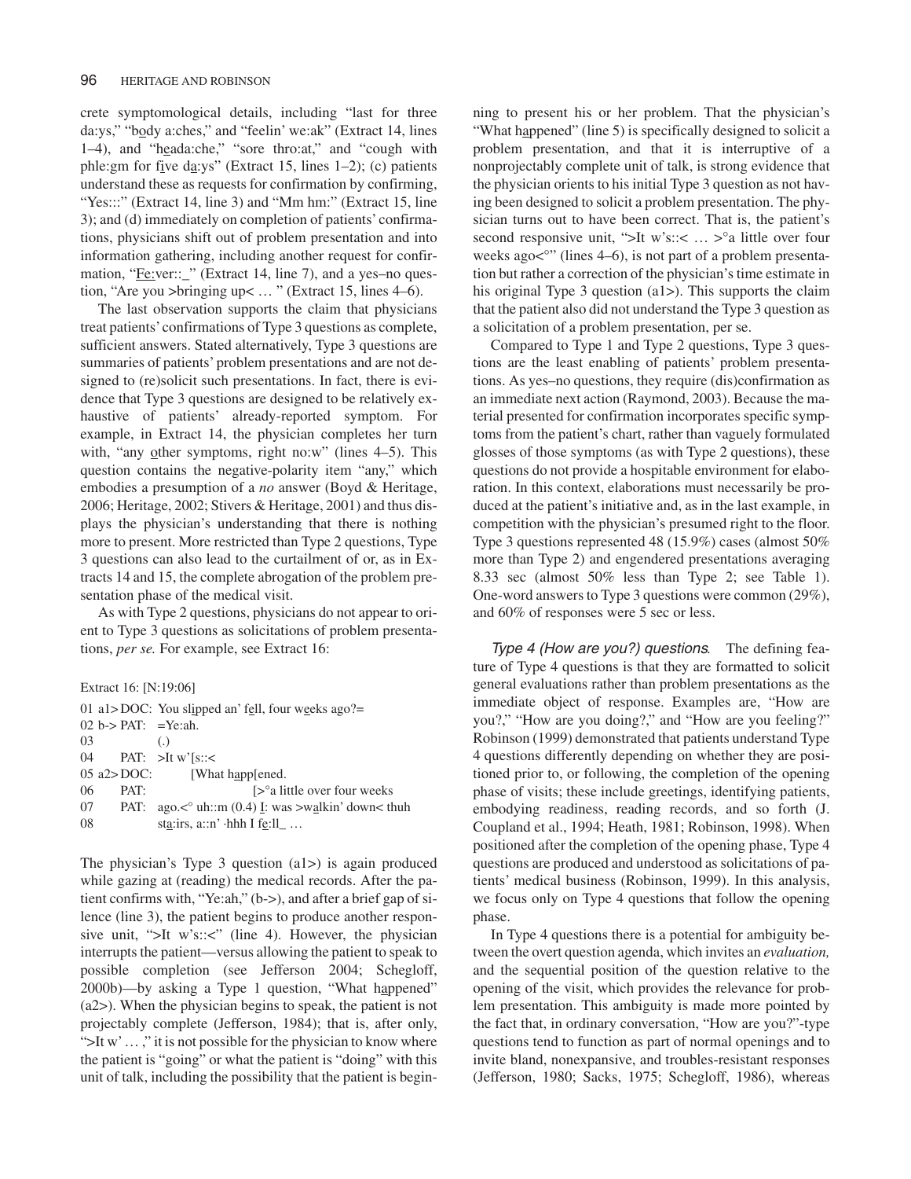crete symptomological details, including "last for three da:ys," "body a:ches," and "feelin' we:ak" (Extract 14, lines 1–4), and "heada:che," "sore thro:at," and "cough with phle:gm for five da:ys" (Extract 15, lines 1–2); (c) patients understand these as requests for confirmation by confirming, "Yes:::" (Extract 14, line 3) and "Mm hm:" (Extract 15, line 3); and (d) immediately on completion of patients' confirmations, physicians shift out of problem presentation and into information gathering, including another request for confirmation, "Fe:ver::_" (Extract 14, line 7), and a yes–no question, "Are you >bringing up< … " (Extract 15, lines 4–6).

The last observation supports the claim that physicians treat patients' confirmations of Type 3 questions as complete, sufficient answers. Stated alternatively, Type 3 questions are summaries of patients' problem presentations and are not designed to (re)solicit such presentations. In fact, there is evidence that Type 3 questions are designed to be relatively exhaustive of patients' already-reported symptom. For example, in Extract 14, the physician completes her turn with, "any other symptoms, right no:w" (lines 4–5). This question contains the negative-polarity item "any," which embodies a presumption of a *no* answer (Boyd & Heritage, 2006; Heritage, 2002; Stivers & Heritage, 2001) and thus displays the physician's understanding that there is nothing more to present. More restricted than Type 2 questions, Type 3 questions can also lead to the curtailment of or, as in Extracts 14 and 15, the complete abrogation of the problem presentation phase of the medical visit.

As with Type 2 questions, physicians do not appear to orient to Type 3 questions as solicitations of problem presentations, *per se.* For example, see Extract 16:

Extract 16: [N:19:06]

```
01 a1> DOC: You slipped an' fell, four weeks ago?=
02 b-> PAT:  =Ye:ah.
03           (.)
04     PAT:  >It w'[s::<
05 a2> DOC:        [What happ[ened.
06     PAT:                  [>°a little over four weeks
07     PAT:  ago.<° uh::m (0.4) I: was >walkin' down< thuh
08           sta:irs, a::n' ·hhh I fe:ll_ …
```

The physician's Type 3 question (a1>) is again produced while gazing at (reading) the medical records. After the patient confirms with, "Ye:ah," (b->), and after a brief gap of silence (line 3), the patient begins to produce another responsive unit, ">It w's::<" (line 4). However, the physician interrupts the patient—versus allowing the patient to speak to possible completion (see Jefferson 2004; Schegloff, 2000b)—by asking a Type 1 question, "What happened" (a2>). When the physician begins to speak, the patient is not projectably complete (Jefferson, 1984); that is, after only, ">It w' … ," it is not possible for the physician to know where the patient is "going" or what the patient is "doing" with this unit of talk, including the possibility that the patient is beginning to present his or her problem. That the physician's "What happened" (line 5) is specifically designed to solicit a problem presentation, and that it is interruptive of a nonprojectably complete unit of talk, is strong evidence that the physician orients to his initial Type 3 question as not having been designed to solicit a problem presentation. The physician turns out to have been correct. That is, the patient's second responsive unit, ">It w's::< … >°a little over four weeks ago<°" (lines 4–6), is not part of a problem presentation but rather a correction of the physician's time estimate in his original Type 3 question (a1>). This supports the claim that the patient also did not understand the Type 3 question as a solicitation of a problem presentation, per se.

Compared to Type 1 and Type 2 questions, Type 3 questions are the least enabling of patients' problem presentations. As yes–no questions, they require (dis)confirmation as an immediate next action (Raymond, 2003). Because the material presented for confirmation incorporates specific symptoms from the patient's chart, rather than vaguely formulated glosses of those symptoms (as with Type 2 questions), these questions do not provide a hospitable environment for elaboration. In this context, elaborations must necessarily be produced at the patient's initiative and, as in the last example, in competition with the physician's presumed right to the floor. Type 3 questions represented 48 (15.9%) cases (almost 50% more than Type 2) and engendered presentations averaging 8.33 sec (almost 50% less than Type 2; see Table 1). One-word answers to Type 3 questions were common (29%), and 60% of responses were 5 sec or less.

*Type 4 (How are you?) questions.* The defining feature of Type 4 questions is that they are formatted to solicit general evaluations rather than problem presentations as the immediate object of response. Examples are, "How are you?," "How are you doing?," and "How are you feeling?" Robinson (1999) demonstrated that patients understand Type 4 questions differently depending on whether they are positioned prior to, or following, the completion of the opening phase of visits; these include greetings, identifying patients, embodying readiness, reading records, and so forth (J. Coupland et al., 1994; Heath, 1981; Robinson, 1998). When positioned after the completion of the opening phase, Type 4 questions are produced and understood as solicitations of patients' medical business (Robinson, 1999). In this analysis, we focus only on Type 4 questions that follow the opening phase.

In Type 4 questions there is a potential for ambiguity between the overt question agenda, which invites an *evaluation,* and the sequential position of the question relative to the opening of the visit, which provides the relevance for problem presentation. This ambiguity is made more pointed by the fact that, in ordinary conversation, "How are you?"-type questions tend to function as part of normal openings and to invite bland, nonexpansive, and troubles-resistant responses (Jefferson, 1980; Sacks, 1975; Schegloff, 1986), whereas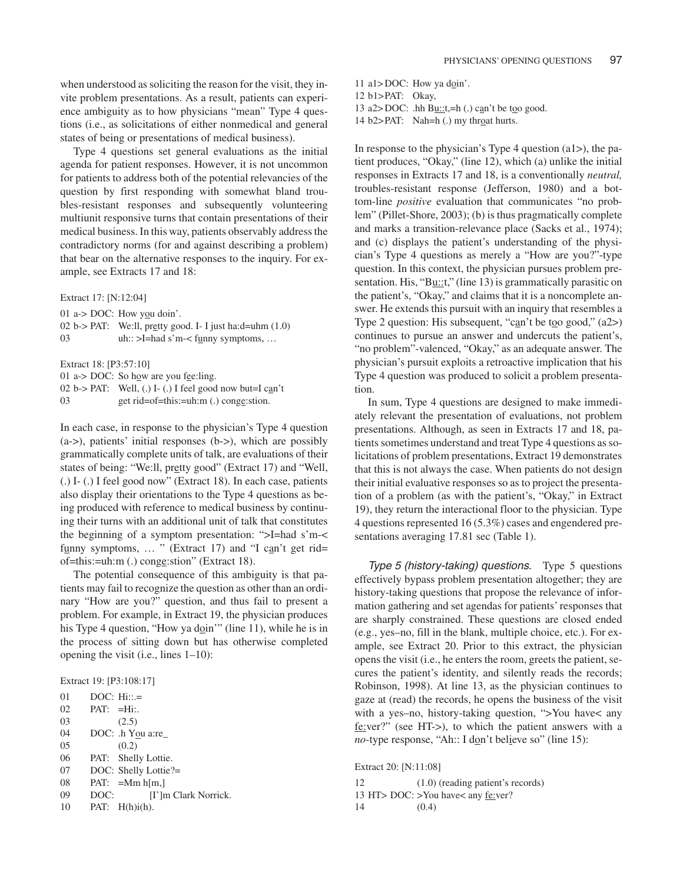when understood as soliciting the reason for the visit, they invite problem presentations. As a result, patients can experience ambiguity as to how physicians "mean" Type 4 questions (i.e., as solicitations of either nonmedical and general states of being or presentations of medical business).

Type 4 questions set general evaluations as the initial agenda for patient responses. However, it is not uncommon for patients to address both of the potential relevancies of the question by first responding with somewhat bland troubles-resistant responses and subsequently volunteering multiunit responsive turns that contain presentations of their medical business. In this way, patients observably address the contradictory norms (for and against describing a problem) that bear on the alternative responses to the inquiry. For example, see Extracts 17 and 18:

Extract 17: [N:12:04]

```
01 a-> DOC: How you doin'.
02 b-> PAT: We:ll, pretty good. I- I just ha:d=uhm (1.0)
03          uh:: >I=had s'm-< funny symptoms, …
```

Extract 18: [P3:57:10]

```
01 a-> DOC: So how are you fee:ling.
02 b-> PAT: Well, (.) I- (.) I feel good now but=I can't
03          get rid=of=this:=uh:m (.) conge:stion.
```

In each case, in response to the physician's Type 4 question (a->), patients' initial responses (b->), which are possibly grammatically complete units of talk, are evaluations of their states of being: "We:ll, pretty good" (Extract 17) and "Well, (.) I- (.) I feel good now" (Extract 18). In each case, patients also display their orientations to the Type 4 questions as being produced with reference to medical business by continuing their turns with an additional unit of talk that constitutes the beginning of a symptom presentation: ">I=had s'm-< funny symptoms, … " (Extract 17) and "I can't get rid=of=this:=uh:m (.) conge:stion" (Extract 18).

The potential consequence of this ambiguity is that patients may fail to recognize the question as other than an ordinary "How are you?" question, and thus fail to present a problem. For example, in Extract 19, the physician produces his Type 4 question, "How ya doin'" (line 11), while he is in the process of sitting down but has otherwise completed opening the visit (i.e., lines 1–10):

Extract 19: [P3:108:17]

```
01      DOC: Hi::.=
02      PAT: =Hi:.
03           (2.5)
04      DOC: .h You a:re_
05           (0.2)
06      PAT: Shelly Lottie.
07      DOC: Shelly Lottie?=
08      PAT: =Mm h[m,]
09      DOC:      [I']m Clark Norrick.
10      PAT: H(h)i(h).
11 a1>DOC: How ya doin'.
12 b1>PAT: Okay,
13 a2>DOC: .hh Bu::t,=h (.) can't be too good.
14 b2>PAT: Nah=h (.) my throat hurts.
```

In response to the physician's Type 4 question (a1>), the patient produces, "Okay," (line 12), which (a) unlike the initial responses in Extracts 17 and 18, is a conventionally *neutral,* troubles-resistant response (Jefferson, 1980) and a bottom-line *positive* evaluation that communicates "no problem" (Pillet-Shore, 2003); (b) is thus pragmatically complete and marks a transition-relevance place (Sacks et al., 1974); and (c) displays the patient's understanding of the physician's Type 4 questions as merely a "How are you?"-type question. In this context, the physician pursues problem presentation. His, "Bu::t," (line 13) is grammatically parasitic on the patient's, "Okay," and claims that it is a noncomplete answer. He extends this pursuit with an inquiry that resembles a Type 2 question: His subsequent, "can't be too good," (a2>) continues to pursue an answer and undercuts the patient's, "no problem"-valenced, "Okay," as an adequate answer. The physician's pursuit exploits a retroactive implication that his Type 4 question was produced to solicit a problem presentation.

In sum, Type 4 questions are designed to make immediately relevant the presentation of evaluations, not problem presentations. Although, as seen in Extracts 17 and 18, patients sometimes understand and treat Type 4 questions as solicitations of problem presentations, Extract 19 demonstrates that this is not always the case. When patients do not design their initial evaluative responses so as to project the presentation of a problem (as with the patient's, "Okay," in Extract 19), they return the interactional floor to the physician. Type 4 questions represented 16 (5.3%) cases and engendered presentations averaging 17.81 sec (Table 1).

*Type 5 (history-taking) questions.* Type 5 questions effectively bypass problem presentation altogether; they are history-taking questions that propose the relevance of information gathering and set agendas for patients' responses that are sharply constrained. These questions are closed ended (e.g., yes–no, fill in the blank, multiple choice, etc.). For example, see Extract 20. Prior to this extract, the physician opens the visit (i.e., he enters the room, greets the patient, secures the patient's identity, and silently reads the records; Robinson, 1998). At line 13, as the physician continues to gaze at (read) the records, he opens the business of the visit with a yes–no, history-taking question, ">You have< any fe:ver?" (see HT->), to which the patient answers with a *no*-type response, "Ah:: I don't believe so" (line 15):

Extract 20: [N:11:08]

```
12           (1.0) (reading patient's records)
13 HT> DOC: >You have< any fe:ver?
14           (0.4)
```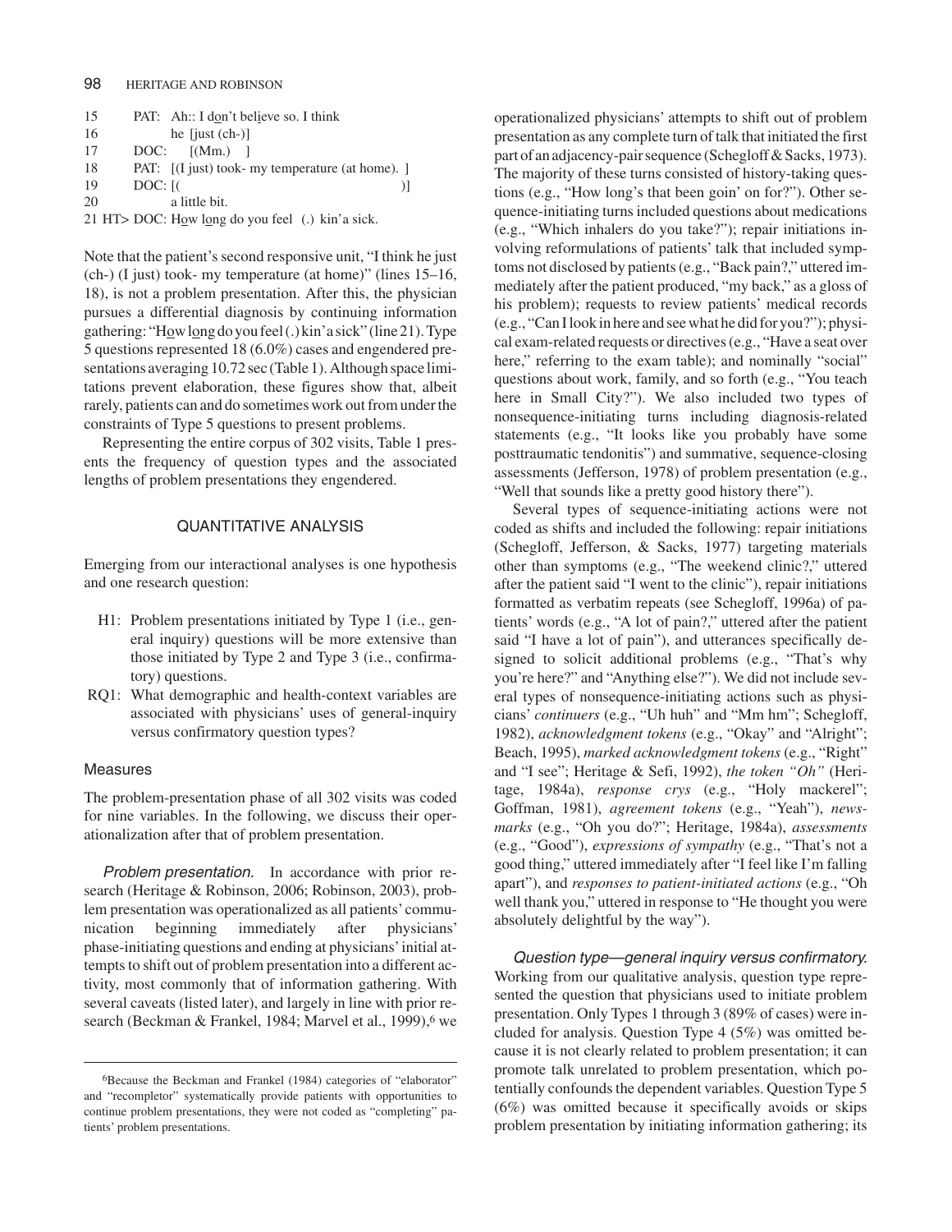```
15      PAT:  Ah:: I don't believe so. I think
16            he [just (ch-)]
17      DOC:     [(Mm.)   ]
18      PAT:  [(I just) took- my temperature (at home). ]
19      DOC:  [(                                        )]
20            a little bit.
21 HT> DOC: How long do you feel  (.) kin'a sick.
```

Note that the patient's second responsive unit, "I think he just (ch-) (I just) took- my temperature (at home)" (lines 15–16, 18), is not a problem presentation. After this, the physician pursues a differential diagnosis by continuing information gathering: "How long do you feel (.) kin'a sick" (line 21). Type 5 questions represented 18 (6.0%) cases and engendered presentations averaging 10.72 sec (Table 1). Although space limitations prevent elaboration, these figures show that, albeit rarely, patients can and do sometimes work out from under the constraints of Type 5 questions to present problems.

Representing the entire corpus of 302 visits, Table 1 presents the frequency of question types and the associated lengths of problem presentations they engendered.

## QUANTITATIVE ANALYSIS

Emerging from our interactional analyses is one hypothesis and one research question:

- H1: Problem presentations initiated by Type 1 (i.e., general inquiry) questions will be more extensive than those initiated by Type 2 and Type 3 (i.e., confirmatory) questions.
- RQ1: What demographic and health-context variables are associated with physicians' uses of general-inquiry versus confirmatory question types?

### Measures

The problem-presentation phase of all 302 visits was coded for nine variables. In the following, we discuss their operationalization after that of problem presentation.

*Problem presentation.* In accordance with prior research (Heritage & Robinson, 2006; Robinson, 2003), problem presentation was operationalized as all patients' communication beginning immediately after physicians' phase-initiating questions and ending at physicians' initial attempts to shift out of problem presentation into a different activity, most commonly that of information gathering. With several caveats (listed later), and largely in line with prior research (Beckman & Frankel, 1984; Marvel et al., 1999),[6] we operationalized physicians' attempts to shift out of problem presentation as any complete turn of talk that initiated the first part of an adjacency-pair sequence (Schegloff & Sacks, 1973). The majority of these turns consisted of history-taking questions (e.g., "How long's that been goin' on for?"). Other sequence-initiating turns included questions about medications (e.g., "Which inhalers do you take?"); repair initiations involving reformulations of patients' talk that included symptoms not disclosed by patients (e.g., "Back pain?," uttered immediately after the patient produced, "my back," as a gloss of his problem); requests to review patients' medical records (e.g., "Can I look in here and see what he did for you?"); physical exam-related requests or directives (e.g., "Have a seat over here," referring to the exam table); and nominally "social" questions about work, family, and so forth (e.g., "You teach here in Small City?"). We also included two types of nonsequence-initiating turns including diagnosis-related statements (e.g., "It looks like you probably have some posttraumatic tendonitis") and summative, sequence-closing assessments (Jefferson, 1978) of problem presentation (e.g., "Well that sounds like a pretty good history there").

Several types of sequence-initiating actions were not coded as shifts and included the following: repair initiations (Schegloff, Jefferson, & Sacks, 1977) targeting materials other than symptoms (e.g., "The weekend clinic?," uttered after the patient said "I went to the clinic"), repair initiations formatted as verbatim repeats (see Schegloff, 1996a) of patients' words (e.g., "A lot of pain?," uttered after the patient said "I have a lot of pain"), and utterances specifically designed to solicit additional problems (e.g., "That's why you're here?" and "Anything else?"). We did not include several types of nonsequence-initiating actions such as physicians' *continuers* (e.g., "Uh huh" and "Mm hm"; Schegloff, 1982), *acknowledgment tokens* (e.g., "Okay" and "Alright"; Beach, 1995), *marked acknowledgment tokens* (e.g., "Right" and "I see"; Heritage & Sefi, 1992), *the token "Oh"* (Heritage, 1984a), *response crys* (e.g., "Holy mackerel"; Goffman, 1981), *agreement tokens* (e.g., "Yeah"), *newsmarks* (e.g., "Oh you do?"; Heritage, 1984a), *assessments* (e.g., "Good"), *expressions of sympathy* (e.g., "That's not a good thing," uttered immediately after "I feel like I'm falling apart"), and *responses to patient-initiated actions* (e.g., "Oh well thank you," uttered in response to "He thought you were absolutely delightful by the way").

*Question type—general inquiry versus confirmatory.* Working from our qualitative analysis, question type represented the question that physicians used to initiate problem presentation. Only Types 1 through 3 (89% of cases) were included for analysis. Question Type 4 (5%) was omitted because it is not clearly related to problem presentation; it can promote talk unrelated to problem presentation, which potentially confounds the dependent variables. Question Type 5 (6%) was omitted because it specifically avoids or skips problem presentation by initiating information gathering; its

[6]Because the Beckman and Frankel (1984) categories of "elaborator" and "recompletor" systematically provide patients with opportunities to continue problem presentations, they were not coded as "completing" patients' problem presentations.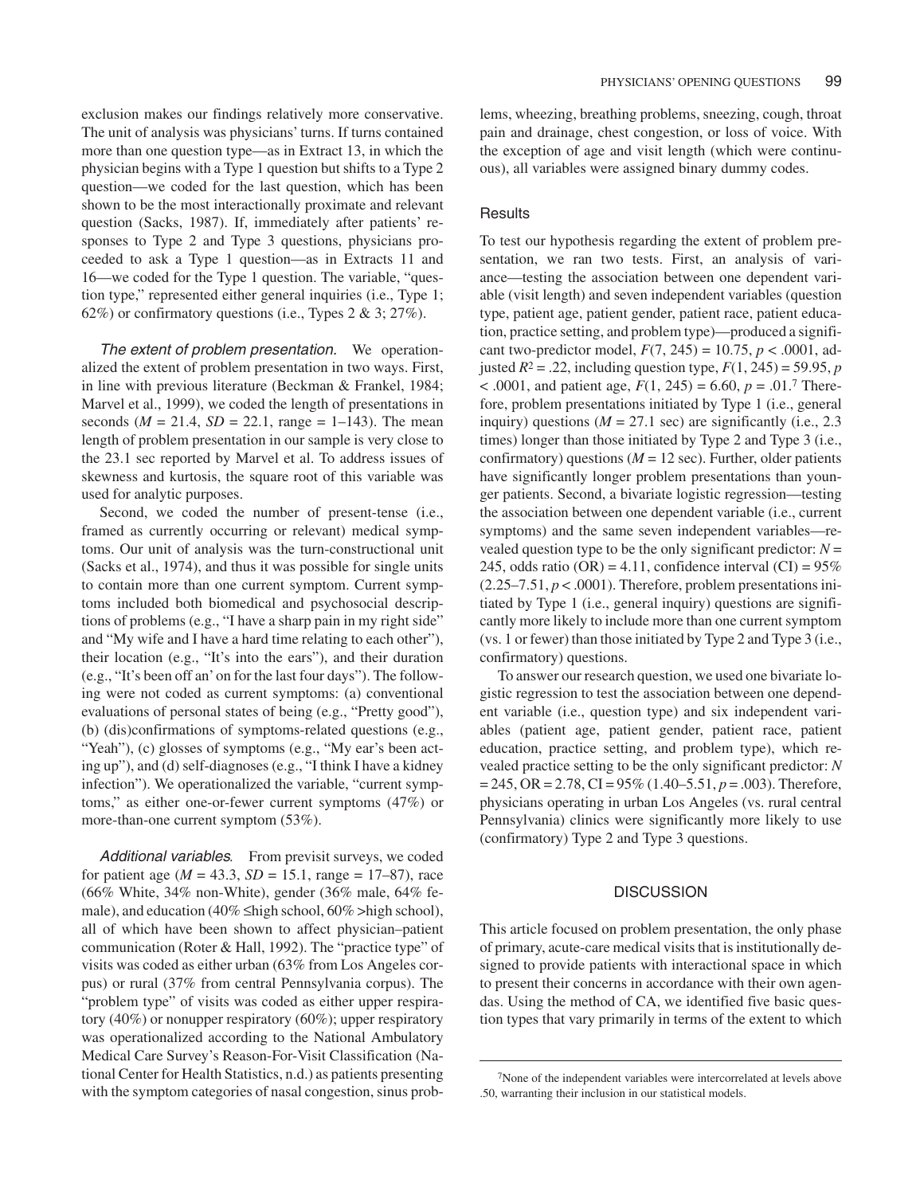exclusion makes our findings relatively more conservative. The unit of analysis was physicians' turns. If turns contained more than one question type—as in Extract 13, in which the physician begins with a Type 1 question but shifts to a Type 2 question—we coded for the last question, which has been shown to be the most interactionally proximate and relevant question (Sacks, 1987). If, immediately after patients' responses to Type 2 and Type 3 questions, physicians proceeded to ask a Type 1 question—as in Extracts 11 and 16—we coded for the Type 1 question. The variable, "question type," represented either general inquiries (i.e., Type 1; 62%) or confirmatory questions (i.e., Types 2 & 3; 27%).

*The extent of problem presentation.* We operationalized the extent of problem presentation in two ways. First, in line with previous literature (Beckman & Frankel, 1984; Marvel et al., 1999), we coded the length of presentations in seconds ($M$ = 21.4, $SD$ = 22.1, range = 1–143). The mean length of problem presentation in our sample is very close to the 23.1 sec reported by Marvel et al. To address issues of skewness and kurtosis, the square root of this variable was used for analytic purposes.

Second, we coded the number of present-tense (i.e., framed as currently occurring or relevant) medical symptoms. Our unit of analysis was the turn-constructional unit (Sacks et al., 1974), and thus it was possible for single units to contain more than one current symptom. Current symptoms included both biomedical and psychosocial descriptions of problems (e.g., "I have a sharp pain in my right side" and "My wife and I have a hard time relating to each other"), their location (e.g., "It's into the ears"), and their duration (e.g., "It's been off an' on for the last four days"). The following were not coded as current symptoms: (a) conventional evaluations of personal states of being (e.g., "Pretty good"), (b) (dis)confirmations of symptoms-related questions (e.g., "Yeah"), (c) glosses of symptoms (e.g., "My ear's been acting up"), and (d) self-diagnoses (e.g., "I think I have a kidney infection"). We operationalized the variable, "current symptoms," as either one-or-fewer current symptoms (47%) or more-than-one current symptom (53%).

*Additional variables.* From previsit surveys, we coded for patient age ($M$ = 43.3, $SD$ = 15.1, range = 17–87), race (66% White, 34% non-White), gender (36% male, 64% female), and education (40% ≤high school, 60% >high school), all of which have been shown to affect physician–patient communication (Roter & Hall, 1992). The "practice type" of visits was coded as either urban (63% from Los Angeles corpus) or rural (37% from central Pennsylvania corpus). The "problem type" of visits was coded as either upper respiratory (40%) or nonupper respiratory (60%); upper respiratory was operationalized according to the National Ambulatory Medical Care Survey's Reason-For-Visit Classification (National Center for Health Statistics, n.d.) as patients presenting with the symptom categories of nasal congestion, sinus problems, wheezing, breathing problems, sneezing, cough, throat pain and drainage, chest congestion, or loss of voice. With the exception of age and visit length (which were continuous), all variables were assigned binary dummy codes.

## Results

To test our hypothesis regarding the extent of problem presentation, we ran two tests. First, an analysis of variance—testing the association between one dependent variable (visit length) and seven independent variables (question type, patient age, patient gender, patient race, patient education, practice setting, and problem type)—produced a significant two-predictor model, $F(7, 245) = 10.75$, $p < .0001$, adjusted $R^2 = .22$, including question type, $F(1, 245) = 59.95$, $p < .0001$, and patient age, $F(1, 245) = 6.60$, $p = .01$.[7] Therefore, problem presentations initiated by Type 1 (i.e., general inquiry) questions ($M$ = 27.1 sec) are significantly (i.e., 2.3 times) longer than those initiated by Type 2 and Type 3 (i.e., confirmatory) questions ($M$ = 12 sec). Further, older patients have significantly longer problem presentations than younger patients. Second, a bivariate logistic regression—testing the association between one dependent variable (i.e., current symptoms) and the same seven independent variables—revealed question type to be the only significant predictor: $N$ = 245, odds ratio (OR) = 4.11, confidence interval (CI) = 95% (2.25–7.51, $p < .0001$). Therefore, problem presentations initiated by Type 1 (i.e., general inquiry) questions are significantly more likely to include more than one current symptom (vs. 1 or fewer) than those initiated by Type 2 and Type 3 (i.e., confirmatory) questions.

To answer our research question, we used one bivariate logistic regression to test the association between one dependent variable (i.e., question type) and six independent variables (patient age, patient gender, patient race, patient education, practice setting, and problem type), which revealed practice setting to be the only significant predictor: $N$ = 245, OR = 2.78, CI = 95% (1.40–5.51, $p = .003$). Therefore, physicians operating in urban Los Angeles (vs. rural central Pennsylvania) clinics were significantly more likely to use (confirmatory) Type 2 and Type 3 questions.

# DISCUSSION

This article focused on problem presentation, the only phase of primary, acute-care medical visits that is institutionally designed to provide patients with interactional space in which to present their concerns in accordance with their own agendas. Using the method of CA, we identified five basic question types that vary primarily in terms of the extent to which

[7] None of the independent variables were intercorrelated at levels above .50, warranting their inclusion in our statistical models.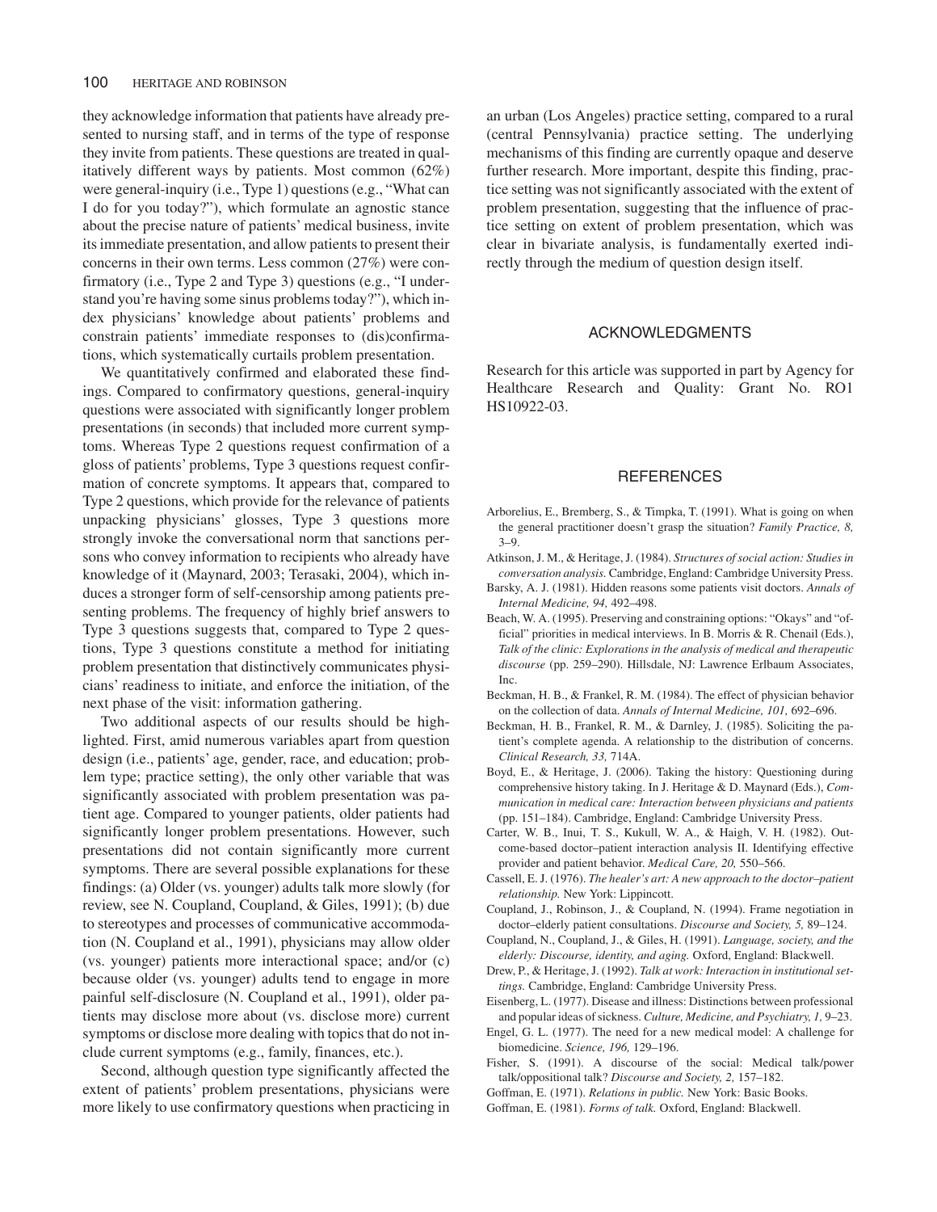they acknowledge information that patients have already presented to nursing staff, and in terms of the type of response they invite from patients. These questions are treated in qualitatively different ways by patients. Most common (62%) were general-inquiry (i.e., Type 1) questions (e.g., "What can I do for you today?"), which formulate an agnostic stance about the precise nature of patients' medical business, invite its immediate presentation, and allow patients to present their concerns in their own terms. Less common (27%) were confirmatory (i.e., Type 2 and Type 3) questions (e.g., "I understand you're having some sinus problems today?"), which index physicians' knowledge about patients' problems and constrain patients' immediate responses to (dis)confirmations, which systematically curtails problem presentation.

We quantitatively confirmed and elaborated these findings. Compared to confirmatory questions, general-inquiry questions were associated with significantly longer problem presentations (in seconds) that included more current symptoms. Whereas Type 2 questions request confirmation of a gloss of patients' problems, Type 3 questions request confirmation of concrete symptoms. It appears that, compared to Type 2 questions, which provide for the relevance of patients unpacking physicians' glosses, Type 3 questions more strongly invoke the conversational norm that sanctions persons who convey information to recipients who already have knowledge of it (Maynard, 2003; Terasaki, 2004), which induces a stronger form of self-censorship among patients presenting problems. The frequency of highly brief answers to Type 3 questions suggests that, compared to Type 2 questions, Type 3 questions constitute a method for initiating problem presentation that distinctively communicates physicians' readiness to initiate, and enforce the initiation, of the next phase of the visit: information gathering.

Two additional aspects of our results should be highlighted. First, amid numerous variables apart from question design (i.e., patients' age, gender, race, and education; problem type; practice setting), the only other variable that was significantly associated with problem presentation was patient age. Compared to younger patients, older patients had significantly longer problem presentations. However, such presentations did not contain significantly more current symptoms. There are several possible explanations for these findings: (a) Older (vs. younger) adults talk more slowly (for review, see N. Coupland, Coupland, & Giles, 1991); (b) due to stereotypes and processes of communicative accommodation (N. Coupland et al., 1991), physicians may allow older (vs. younger) patients more interactional space; and/or (c) because older (vs. younger) adults tend to engage in more painful self-disclosure (N. Coupland et al., 1991), older patients may disclose more about (vs. disclose more) current symptoms or disclose more dealing with topics that do not include current symptoms (e.g., family, finances, etc.).

Second, although question type significantly affected the extent of patients' problem presentations, physicians were more likely to use confirmatory questions when practicing in an urban (Los Angeles) practice setting, compared to a rural (central Pennsylvania) practice setting. The underlying mechanisms of this finding are currently opaque and deserve further research. More important, despite this finding, practice setting was not significantly associated with the extent of problem presentation, suggesting that the influence of practice setting on extent of problem presentation, which was clear in bivariate analysis, is fundamentally exerted indirectly through the medium of question design itself.

## ACKNOWLEDGMENTS

Research for this article was supported in part by Agency for Healthcare Research and Quality: Grant No. RO1 HS10922-03.

## REFERENCES

Arborelius, E., Bremberg, S., & Timpka, T. (1991). What is going on when the general practitioner doesn't grasp the situation? *Family Practice, 8,* 3–9.

Atkinson, J. M., & Heritage, J. (1984). *Structures of social action: Studies in conversation analysis.* Cambridge, England: Cambridge University Press.

Barsky, A. J. (1981). Hidden reasons some patients visit doctors. *Annals of Internal Medicine, 94,* 492–498.

Beach, W. A. (1995). Preserving and constraining options: "Okays" and "official" priorities in medical interviews. In B. Morris & R. Chenail (Eds.), *Talk of the clinic: Explorations in the analysis of medical and therapeutic discourse* (pp. 259–290). Hillsdale, NJ: Lawrence Erlbaum Associates, Inc.

Beckman, H. B., & Frankel, R. M. (1984). The effect of physician behavior on the collection of data. *Annals of Internal Medicine, 101,* 692–696.

Beckman, H. B., Frankel, R. M., & Darnley, J. (1985). Soliciting the patient's complete agenda. A relationship to the distribution of concerns. *Clinical Research, 33,* 714A.

Boyd, E., & Heritage, J. (2006). Taking the history: Questioning during comprehensive history taking. In J. Heritage & D. Maynard (Eds.), *Communication in medical care: Interaction between physicians and patients* (pp. 151–184). Cambridge, England: Cambridge University Press.

Carter, W. B., Inui, T. S., Kukull, W. A., & Haigh, V. H. (1982). Outcome-based doctor–patient interaction analysis II. Identifying effective provider and patient behavior. *Medical Care, 20,* 550–566.

Cassell, E. J. (1976). *The healer's art: A new approach to the doctor–patient relationship.* New York: Lippincott.

Coupland, J., Robinson, J., & Coupland, N. (1994). Frame negotiation in doctor–elderly patient consultations. *Discourse and Society, 5,* 89–124.

Coupland, N., Coupland, J., & Giles, H. (1991). *Language, society, and the elderly: Discourse, identity, and aging.* Oxford, England: Blackwell.

Drew, P., & Heritage, J. (1992). *Talk at work: Interaction in institutional settings.* Cambridge, England: Cambridge University Press.

Eisenberg, L. (1977). Disease and illness: Distinctions between professional and popular ideas of sickness. *Culture, Medicine, and Psychiatry, 1,* 9–23.

Engel, G. L. (1977). The need for a new medical model: A challenge for biomedicine. *Science, 196,* 129–196.

Fisher, S. (1991). A discourse of the social: Medical talk/power talk/oppositional talk? *Discourse and Society, 2,* 157–182.

Goffman, E. (1971). *Relations in public.* New York: Basic Books.

Goffman, E. (1981). *Forms of talk.* Oxford, England: Blackwell.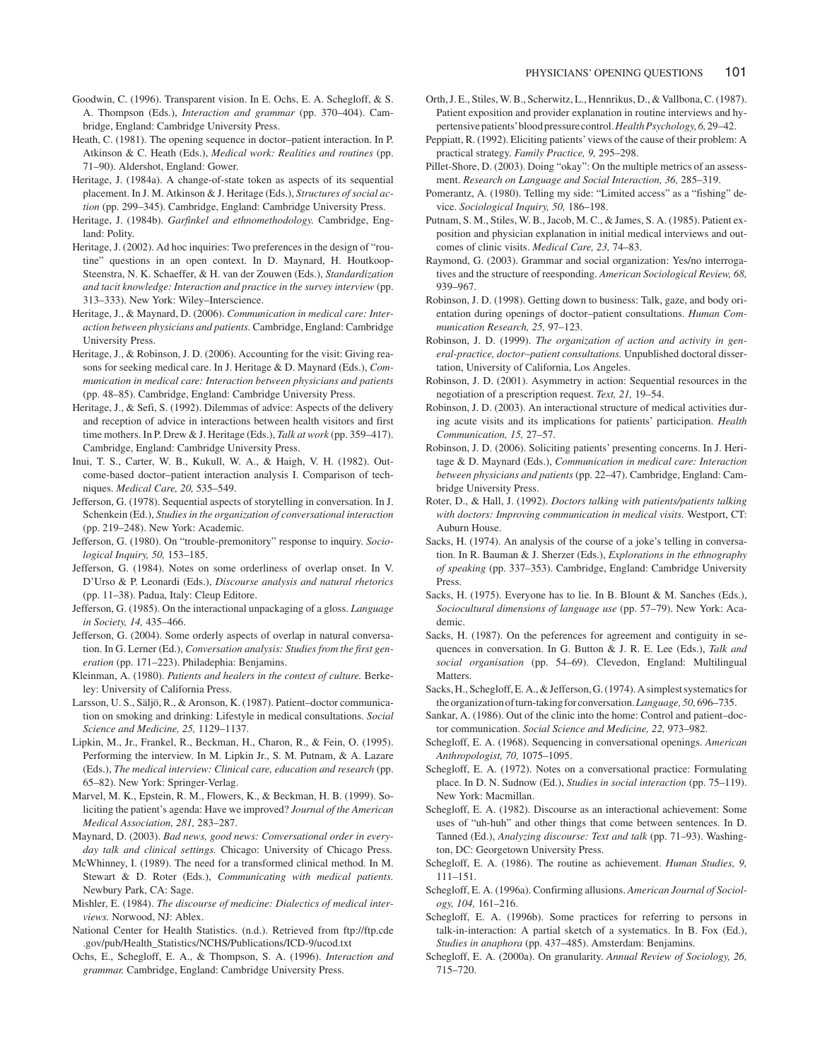Goodwin, C. (1996). Transparent vision. In E. Ochs, E. A. Schegloff, & S. A. Thompson (Eds.), *Interaction and grammar* (pp. 370–404). Cambridge, England: Cambridge University Press.

Heath, C. (1981). The opening sequence in doctor–patient interaction. In P. Atkinson & C. Heath (Eds.), *Medical work: Realities and routines* (pp. 71–90). Aldershot, England: Gower.

Heritage, J. (1984a). A change-of-state token as aspects of its sequential placement. In J. M. Atkinson & J. Heritage (Eds.), *Structures of social action* (pp. 299–345). Cambridge, England: Cambridge University Press.

Heritage, J. (1984b). *Garfinkel and ethnomethodology.* Cambridge, England: Polity.

Heritage, J. (2002). Ad hoc inquiries: Two preferences in the design of "routine" questions in an open context. In D. Maynard, H. Houtkoop-Steenstra, N. K. Schaeffer, & H. van der Zouwen (Eds.), *Standardization and tacit knowledge: Interaction and practice in the survey interview* (pp. 313–333). New York: Wiley–Interscience.

Heritage, J., & Maynard, D. (2006). *Communication in medical care: Interaction between physicians and patients.* Cambridge, England: Cambridge University Press.

Heritage, J., & Robinson, J. D. (2006). Accounting for the visit: Giving reasons for seeking medical care. In J. Heritage & D. Maynard (Eds.), *Communication in medical care: Interaction between physicians and patients* (pp. 48–85). Cambridge, England: Cambridge University Press.

Heritage, J., & Sefi, S. (1992). Dilemmas of advice: Aspects of the delivery and reception of advice in interactions between health visitors and first time mothers. In P. Drew & J. Heritage (Eds.), *Talk at work* (pp. 359–417). Cambridge, England: Cambridge University Press.

Inui, T. S., Carter, W. B., Kukull, W. A., & Haigh, V. H. (1982). Outcome-based doctor–patient interaction analysis I. Comparison of techniques. *Medical Care, 20,* 535–549.

Jefferson, G. (1978). Sequential aspects of storytelling in conversation. In J. Schenkein (Ed.), *Studies in the organization of conversational interaction* (pp. 219–248). New York: Academic.

Jefferson, G. (1980). On "trouble-premonitory" response to inquiry. *Sociological Inquiry, 50,* 153–185.

Jefferson, G. (1984). Notes on some orderliness of overlap onset. In V. D'Urso & P. Leonardi (Eds.), *Discourse analysis and natural rhetorics* (pp. 11–38). Padua, Italy: Cleup Editore.

Jefferson, G. (1985). On the interactional unpackaging of a gloss. *Language in Society, 14,* 435–466.

Jefferson, G. (2004). Some orderly aspects of overlap in natural conversation. In G. Lerner (Ed.), *Conversation analysis: Studies from the first generation* (pp. 171–223). Philadephia: Benjamins.

Kleinman, A. (1980). *Patients and healers in the context of culture.* Berkeley: University of California Press.

Larsson, U. S., Säljö, R., & Aronson, K. (1987). Patient–doctor communication on smoking and drinking: Lifestyle in medical consultations. *Social Science and Medicine, 25,* 1129–1137.

Lipkin, M., Jr., Frankel, R., Beckman, H., Charon, R., & Fein, O. (1995). Performing the interview. In M. Lipkin Jr., S. M. Putnam, & A. Lazare (Eds.), *The medical interview: Clinical care, education and research* (pp. 65–82). New York: Springer-Verlag.

Marvel, M. K., Epstein, R. M., Flowers, K., & Beckman, H. B. (1999). Soliciting the patient's agenda: Have we improved? *Journal of the American Medical Association, 281,* 283–287.

Maynard, D. (2003). *Bad news, good news: Conversational order in everyday talk and clinical settings.* Chicago: University of Chicago Press.

McWhinney, I. (1989). The need for a transformed clinical method. In M. Stewart & D. Roter (Eds.), *Communicating with medical patients.* Newbury Park, CA: Sage.

Mishler, E. (1984). *The discourse of medicine: Dialectics of medical interviews.* Norwood, NJ: Ablex.

National Center for Health Statistics. (n.d.). Retrieved from ftp://ftp.cde.gov/pub/Health_Statistics/NCHS/Publications/ICD-9/ucod.txt

Ochs, E., Schegloff, E. A., & Thompson, S. A. (1996). *Interaction and grammar.* Cambridge, England: Cambridge University Press.

Orth, J. E., Stiles, W. B., Scherwitz, L., Hennrikus, D., & Vallbona, C. (1987). Patient exposition and provider explanation in routine interviews and hypertensive patients' blood pressure control. *Health Psychology, 6,* 29–42.

Peppiatt, R. (1992). Eliciting patients' views of the cause of their problem: A practical strategy. *Family Practice, 9,* 295–298.

Pillet-Shore, D. (2003). Doing "okay": On the multiple metrics of an assessment. *Research on Language and Social Interaction, 36,* 285–319.

Pomerantz, A. (1980). Telling my side: "Limited access" as a "fishing" device. *Sociological Inquiry, 50,* 186–198.

Putnam, S. M., Stiles, W. B., Jacob, M. C., & James, S. A. (1985). Patient exposition and physician explanation in initial medical interviews and outcomes of clinic visits. *Medical Care, 23,* 74–83.

Raymond, G. (2003). Grammar and social organization: Yes/no interrogatives and the structure of reesponding. *American Sociological Review, 68,* 939–967.

Robinson, J. D. (1998). Getting down to business: Talk, gaze, and body orientation during openings of doctor–patient consultations. *Human Communication Research, 25,* 97–123.

Robinson, J. D. (1999). *The organization of action and activity in general-practice, doctor–patient consultations.* Unpublished doctoral dissertation, University of California, Los Angeles.

Robinson, J. D. (2001). Asymmetry in action: Sequential resources in the negotiation of a prescription request. *Text, 21,* 19–54.

Robinson, J. D. (2003). An interactional structure of medical activities during acute visits and its implications for patients' participation. *Health Communication, 15,* 27–57.

Robinson, J. D. (2006). Soliciting patients' presenting concerns. In J. Heritage & D. Maynard (Eds.), *Communication in medical care: Interaction between physicians and patients* (pp. 22–47). Cambridge, England: Cambridge University Press.

Roter, D., & Hall, J. (1992). *Doctors talking with patients/patients talking with doctors: Improving communication in medical visits.* Westport, CT: Auburn House.

Sacks, H. (1974). An analysis of the course of a joke's telling in conversation. In R. Bauman & J. Sherzer (Eds.), *Explorations in the ethnography of speaking* (pp. 337–353). Cambridge, England: Cambridge University Press.

Sacks, H. (1975). Everyone has to lie. In B. Blount & M. Sanches (Eds.), *Sociocultural dimensions of language use* (pp. 57–79). New York: Academic.

Sacks, H. (1987). On the peferences for agreement and contiguity in sequences in conversation. In G. Button & J. R. E. Lee (Eds.), *Talk and social organisation* (pp. 54–69). Clevedon, England: Multilingual Matters.

Sacks, H., Schegloff, E. A., & Jefferson, G. (1974). A simplest systematics for the organization of turn-taking for conversation. *Language, 50,* 696–735.

Sankar, A. (1986). Out of the clinic into the home: Control and patient–doctor communication. *Social Science and Medicine, 22,* 973–982.

Schegloff, E. A. (1968). Sequencing in conversational openings. *American Anthropologist, 70,* 1075–1095.

Schegloff, E. A. (1972). Notes on a conversational practice: Formulating place. In D. N. Sudnow (Ed.), *Studies in social interaction* (pp. 75–119). New York: Macmillan.

Schegloff, E. A. (1982). Discourse as an interactional achievement: Some uses of "uh-huh" and other things that come between sentences. In D. Tanned (Ed.), *Analyzing discourse: Text and talk* (pp. 71–93). Washington, DC: Georgetown University Press.

Schegloff, E. A. (1986). The routine as achievement. *Human Studies, 9,* 111–151.

Schegloff, E. A. (1996a). Confirming allusions. *American Journal of Sociology, 104,* 161–216.

Schegloff, E. A. (1996b). Some practices for referring to persons in talk-in-interaction: A partial sketch of a systematics. In B. Fox (Ed.), *Studies in anaphora* (pp. 437–485). Amsterdam: Benjamins.

Schegloff, E. A. (2000a). On granularity. *Annual Review of Sociology, 26,* 715–720.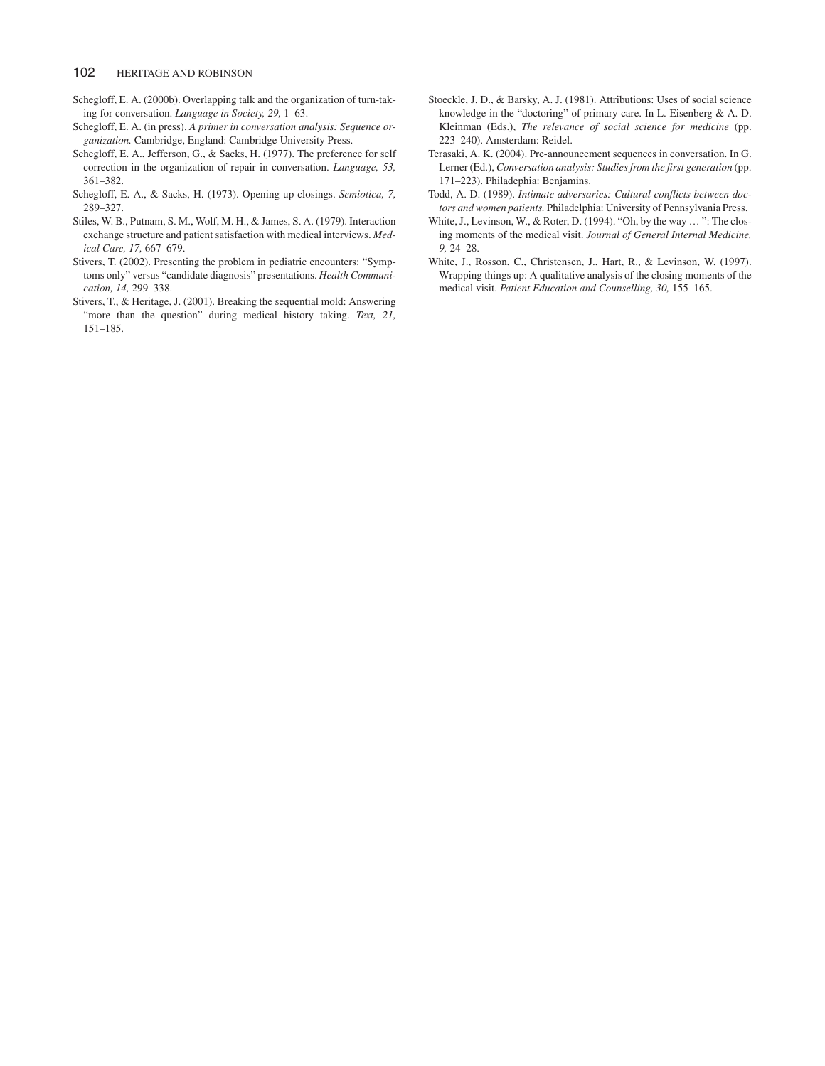Schegloff, E. A. (2000b). Overlapping talk and the organization of turn-taking for conversation. *Language in Society, 29,* 1–63.

Schegloff, E. A. (in press). *A primer in conversation analysis: Sequence organization.* Cambridge, England: Cambridge University Press.

Schegloff, E. A., Jefferson, G., & Sacks, H. (1977). The preference for self correction in the organization of repair in conversation. *Language, 53,* 361–382.

Schegloff, E. A., & Sacks, H. (1973). Opening up closings. *Semiotica, 7,* 289–327.

Stiles, W. B., Putnam, S. M., Wolf, M. H., & James, S. A. (1979). Interaction exchange structure and patient satisfaction with medical interviews. *Medical Care, 17,* 667–679.

Stivers, T. (2002). Presenting the problem in pediatric encounters: "Symptoms only" versus "candidate diagnosis" presentations. *Health Communication, 14,* 299–338.

Stivers, T., & Heritage, J. (2001). Breaking the sequential mold: Answering "more than the question" during medical history taking. *Text, 21,* 151–185.

Stoeckle, J. D., & Barsky, A. J. (1981). Attributions: Uses of social science knowledge in the "doctoring" of primary care. In L. Eisenberg & A. D. Kleinman (Eds.), *The relevance of social science for medicine* (pp. 223–240). Amsterdam: Reidel.

Terasaki, A. K. (2004). Pre-announcement sequences in conversation. In G. Lerner (Ed.), *Conversation analysis: Studies from the first generation* (pp. 171–223). Philadephia: Benjamins.

Todd, A. D. (1989). *Intimate adversaries: Cultural conflicts between doctors and women patients.* Philadelphia: University of Pennsylvania Press.

White, J., Levinson, W., & Roter, D. (1994). "Oh, by the way … ": The closing moments of the medical visit. *Journal of General Internal Medicine, 9,* 24–28.

White, J., Rosson, C., Christensen, J., Hart, R., & Levinson, W. (1997). Wrapping things up: A qualitative analysis of the closing moments of the medical visit. *Patient Education and Counselling, 30,* 155–165.